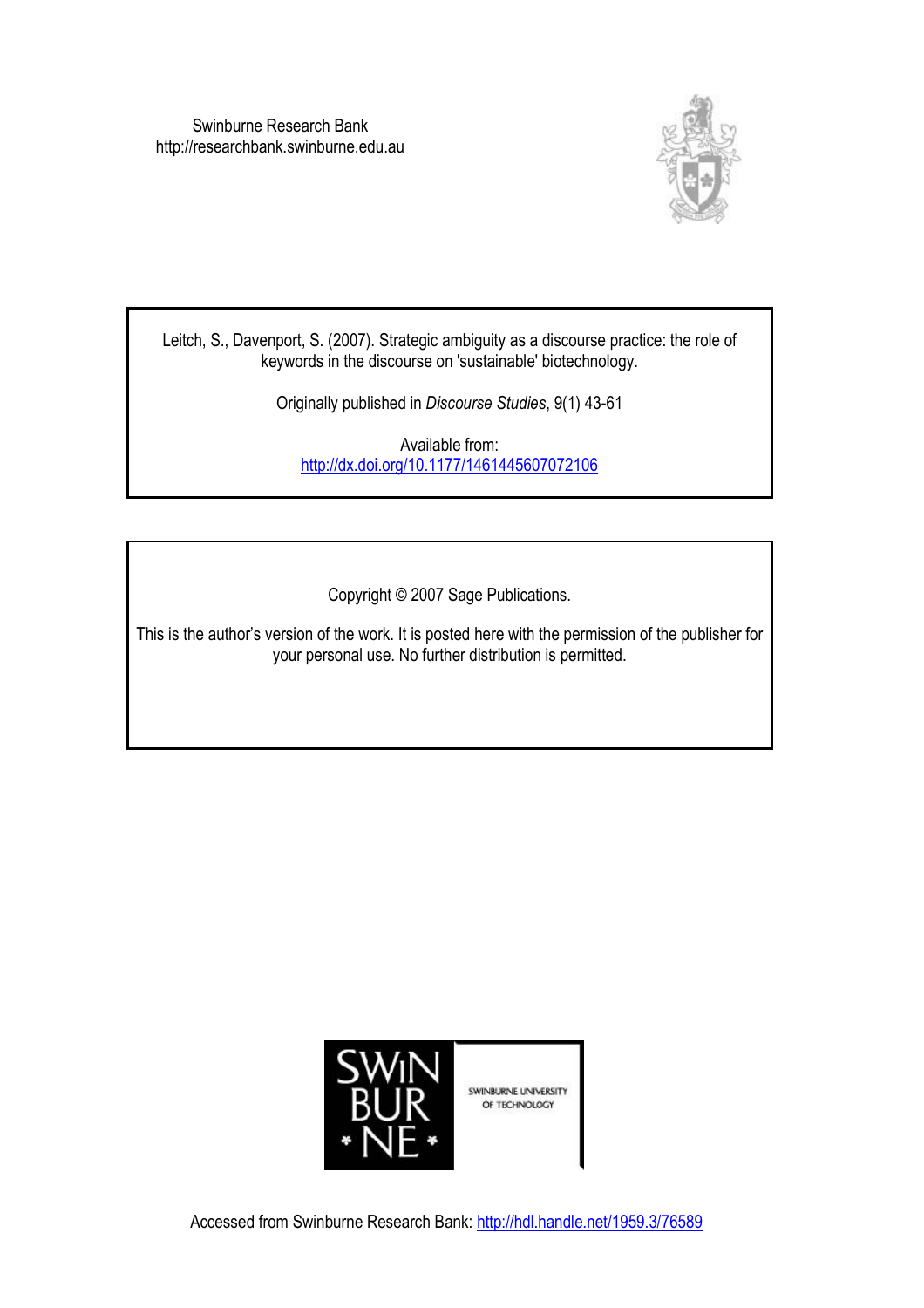Swinburne Research Bank
http://researchbank.swinburne.edu.au

Leitch, S., Davenport, S. (2007). Strategic ambiguity as a discourse practice: the role of keywords in the discourse on 'sustainable' biotechnology.

Originally published in *Discourse Studies*, 9(1) 43-61

Available from:
http://dx.doi.org/10.1177/1461445607072106

Copyright © 2007 Sage Publications.

This is the author's version of the work. It is posted here with the permission of the publisher for your personal use. No further distribution is permitted.

SWINBURNE UNIVERSITY OF TECHNOLOGY

Accessed from Swinburne Research Bank: http://hdl.handle.net/1959.3/76589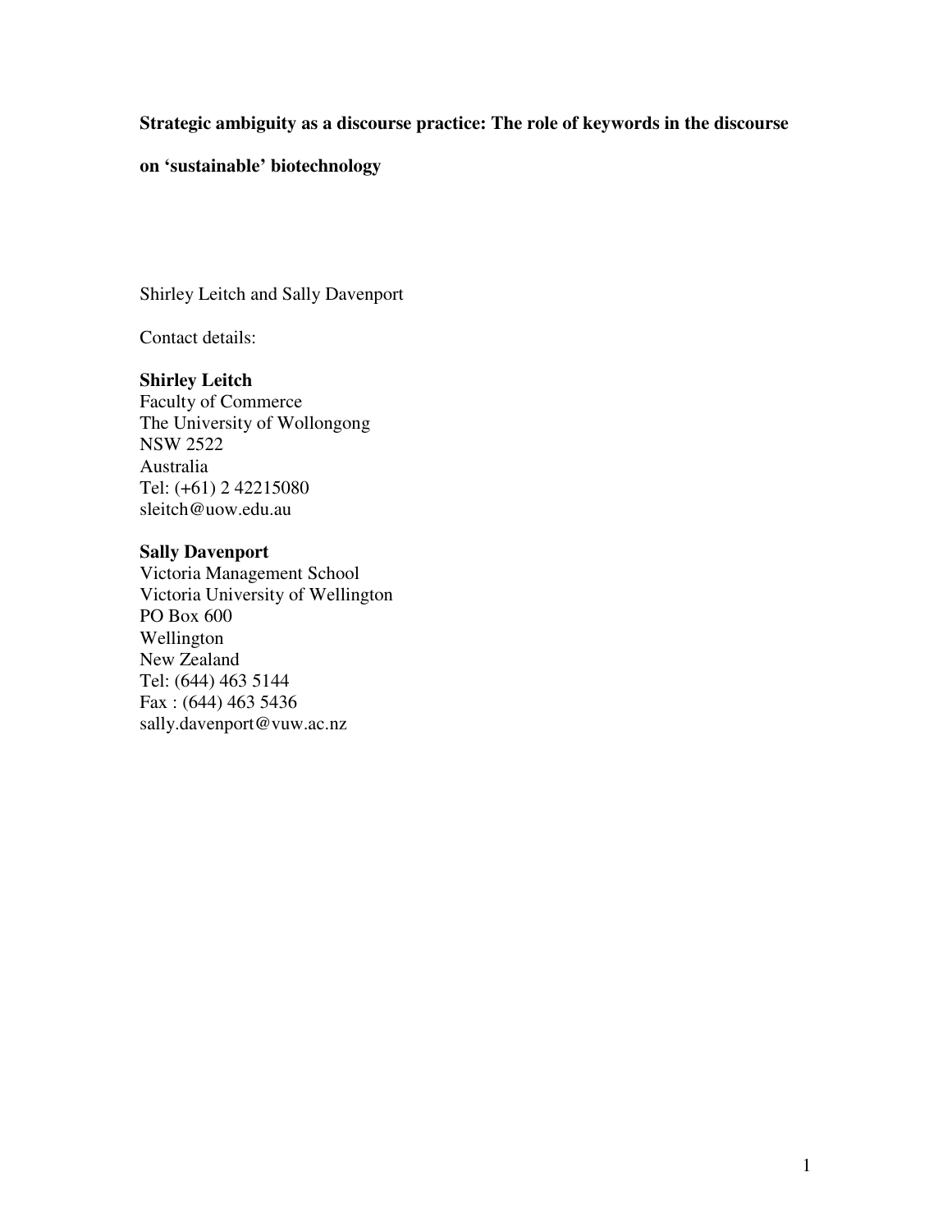**Strategic ambiguity as a discourse practice: The role of keywords in the discourse on 'sustainable' biotechnology**

Shirley Leitch and Sally Davenport

Contact details:

**Shirley Leitch**
Faculty of Commerce
The University of Wollongong
NSW 2522
Australia
Tel: (+61) 2 42215080
sleitch@uow.edu.au

**Sally Davenport**
Victoria Management School
Victoria University of Wellington
PO Box 600
Wellington
New Zealand
Tel: (644) 463 5144
Fax : (644) 463 5436
sally.davenport@vuw.ac.nz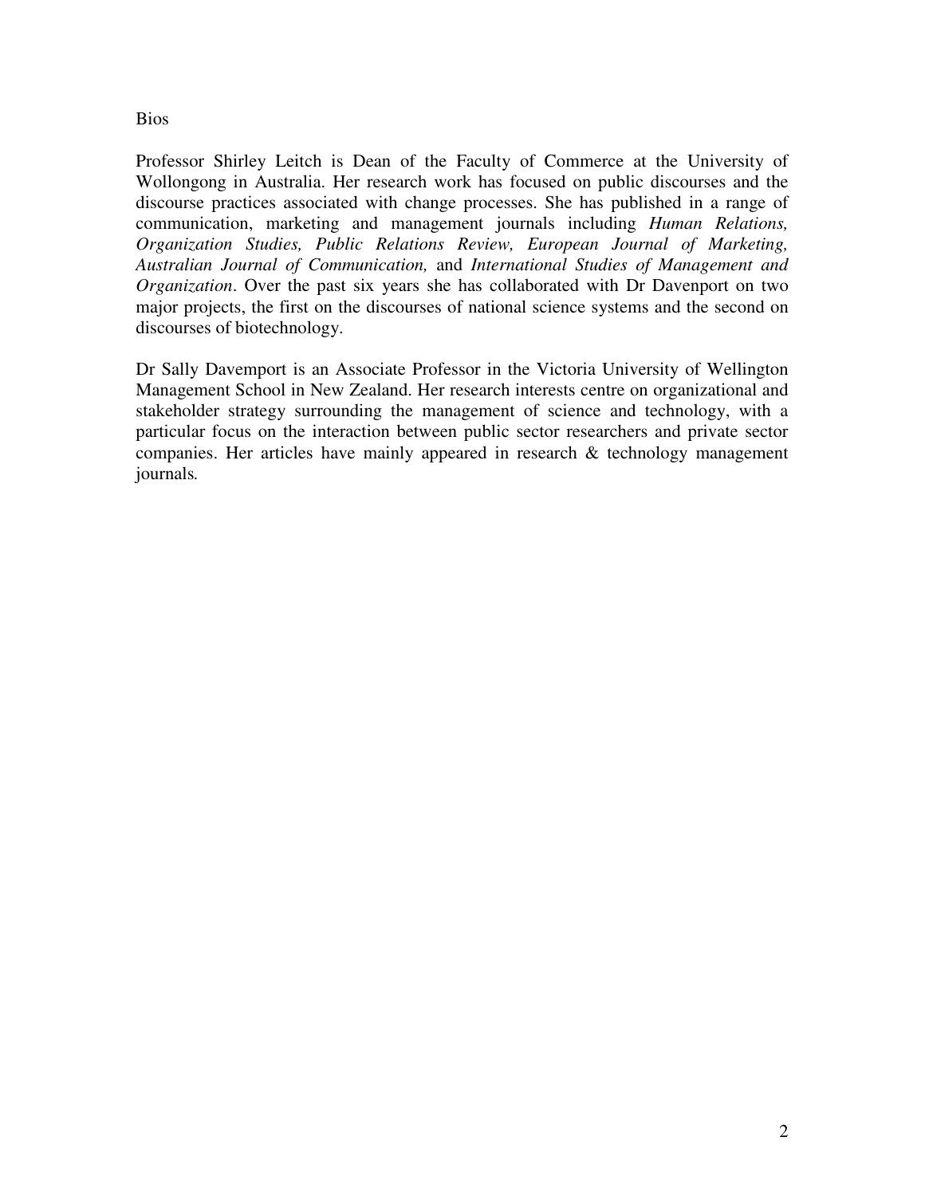Bios

Professor Shirley Leitch is Dean of the Faculty of Commerce at the University of Wollongong in Australia. Her research work has focused on public discourses and the discourse practices associated with change processes. She has published in a range of communication, marketing and management journals including *Human Relations, Organization Studies, Public Relations Review, European Journal of Marketing, Australian Journal of Communication,* and *International Studies of Management and Organization*. Over the past six years she has collaborated with Dr Davenport on two major projects, the first on the discourses of national science systems and the second on discourses of biotechnology.

Dr Sally Davemport is an Associate Professor in the Victoria University of Wellington Management School in New Zealand. Her research interests centre on organizational and stakeholder strategy surrounding the management of science and technology, with a particular focus on the interaction between public sector researchers and private sector companies. Her articles have mainly appeared in research & technology management journals.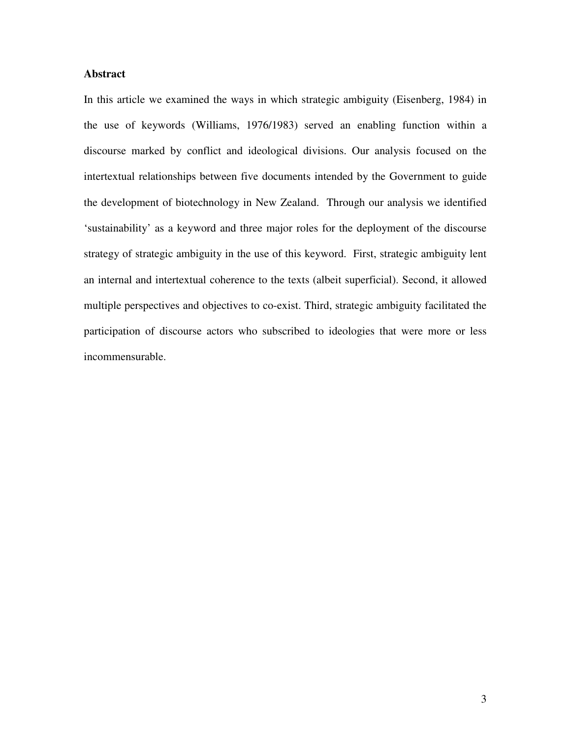## Abstract

In this article we examined the ways in which strategic ambiguity (Eisenberg, 1984) in the use of keywords (Williams, 1976/1983) served an enabling function within a discourse marked by conflict and ideological divisions. Our analysis focused on the intertextual relationships between five documents intended by the Government to guide the development of biotechnology in New Zealand. Through our analysis we identified 'sustainability' as a keyword and three major roles for the deployment of the discourse strategy of strategic ambiguity in the use of this keyword. First, strategic ambiguity lent an internal and intertextual coherence to the texts (albeit superficial). Second, it allowed multiple perspectives and objectives to co-exist. Third, strategic ambiguity facilitated the participation of discourse actors who subscribed to ideologies that were more or less incommensurable.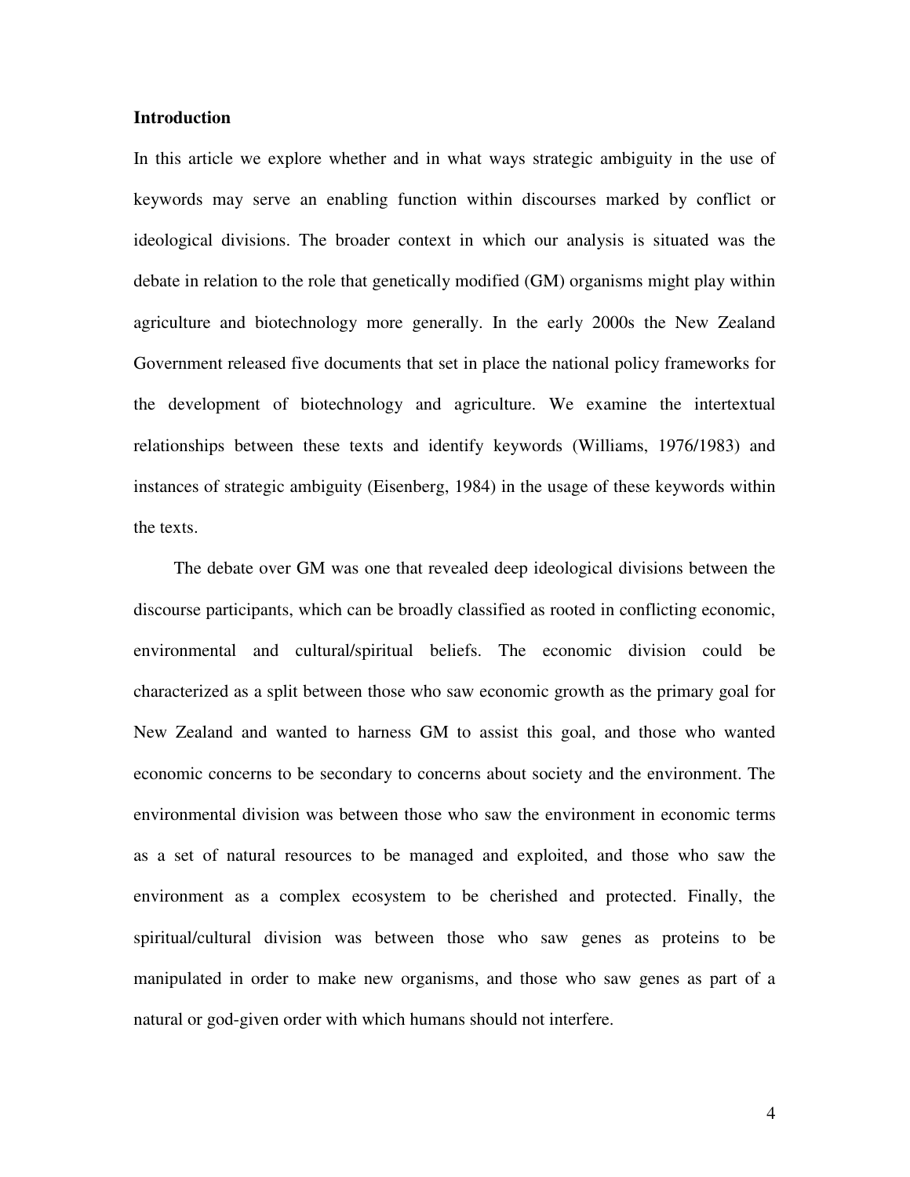**Introduction**

In this article we explore whether and in what ways strategic ambiguity in the use of keywords may serve an enabling function within discourses marked by conflict or ideological divisions. The broader context in which our analysis is situated was the debate in relation to the role that genetically modified (GM) organisms might play within agriculture and biotechnology more generally. In the early 2000s the New Zealand Government released five documents that set in place the national policy frameworks for the development of biotechnology and agriculture. We examine the intertextual relationships between these texts and identify keywords (Williams, 1976/1983) and instances of strategic ambiguity (Eisenberg, 1984) in the usage of these keywords within the texts.

The debate over GM was one that revealed deep ideological divisions between the discourse participants, which can be broadly classified as rooted in conflicting economic, environmental and cultural/spiritual beliefs. The economic division could be characterized as a split between those who saw economic growth as the primary goal for New Zealand and wanted to harness GM to assist this goal, and those who wanted economic concerns to be secondary to concerns about society and the environment. The environmental division was between those who saw the environment in economic terms as a set of natural resources to be managed and exploited, and those who saw the environment as a complex ecosystem to be cherished and protected. Finally, the spiritual/cultural division was between those who saw genes as proteins to be manipulated in order to make new organisms, and those who saw genes as part of a natural or god-given order with which humans should not interfere.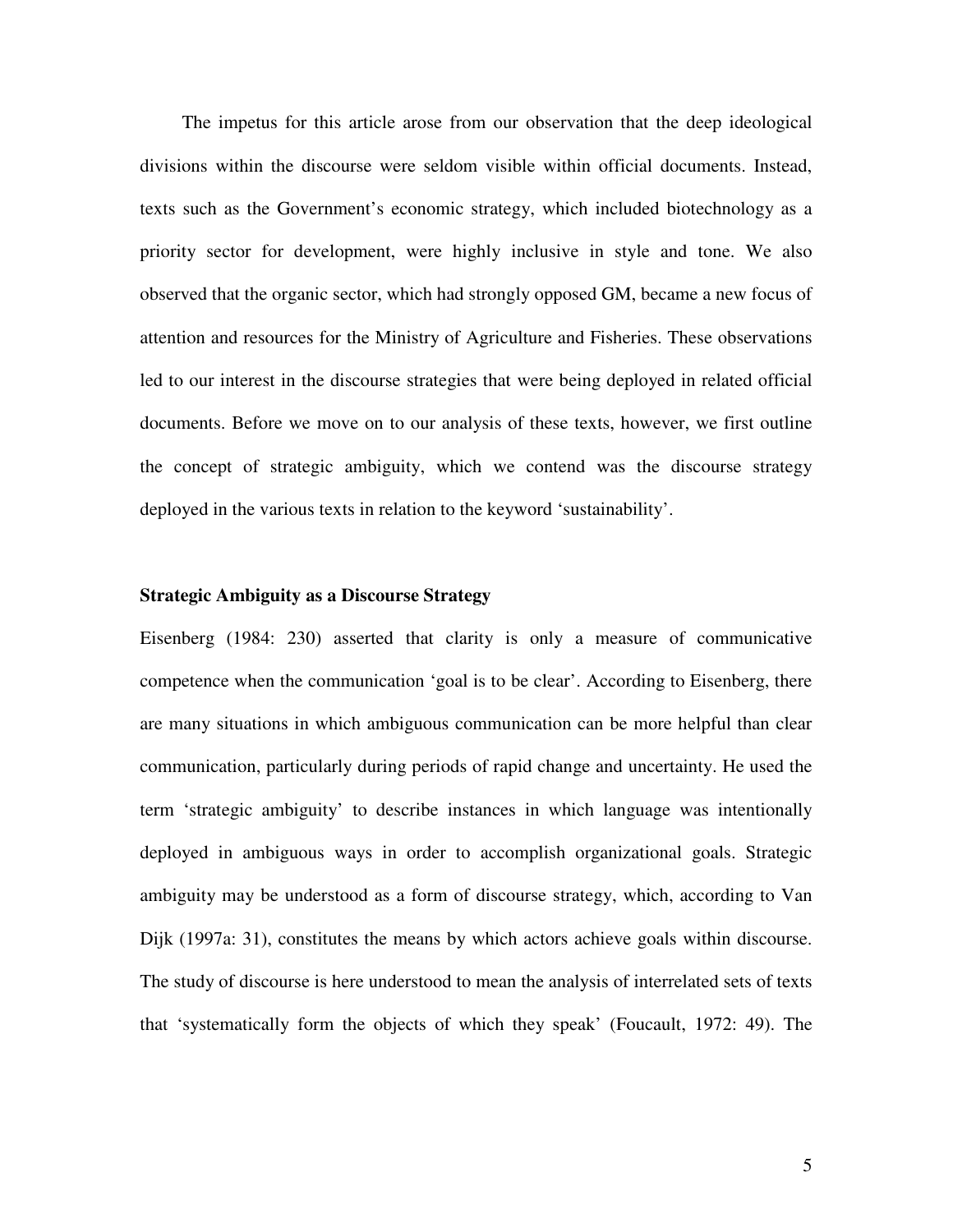The impetus for this article arose from our observation that the deep ideological divisions within the discourse were seldom visible within official documents. Instead, texts such as the Government's economic strategy, which included biotechnology as a priority sector for development, were highly inclusive in style and tone. We also observed that the organic sector, which had strongly opposed GM, became a new focus of attention and resources for the Ministry of Agriculture and Fisheries. These observations led to our interest in the discourse strategies that were being deployed in related official documents. Before we move on to our analysis of these texts, however, we first outline the concept of strategic ambiguity, which we contend was the discourse strategy deployed in the various texts in relation to the keyword 'sustainability'.

### Strategic Ambiguity as a Discourse Strategy

Eisenberg (1984: 230) asserted that clarity is only a measure of communicative competence when the communication 'goal is to be clear'. According to Eisenberg, there are many situations in which ambiguous communication can be more helpful than clear communication, particularly during periods of rapid change and uncertainty. He used the term 'strategic ambiguity' to describe instances in which language was intentionally deployed in ambiguous ways in order to accomplish organizational goals. Strategic ambiguity may be understood as a form of discourse strategy, which, according to Van Dijk (1997a: 31), constitutes the means by which actors achieve goals within discourse. The study of discourse is here understood to mean the analysis of interrelated sets of texts that 'systematically form the objects of which they speak' (Foucault, 1972: 49). The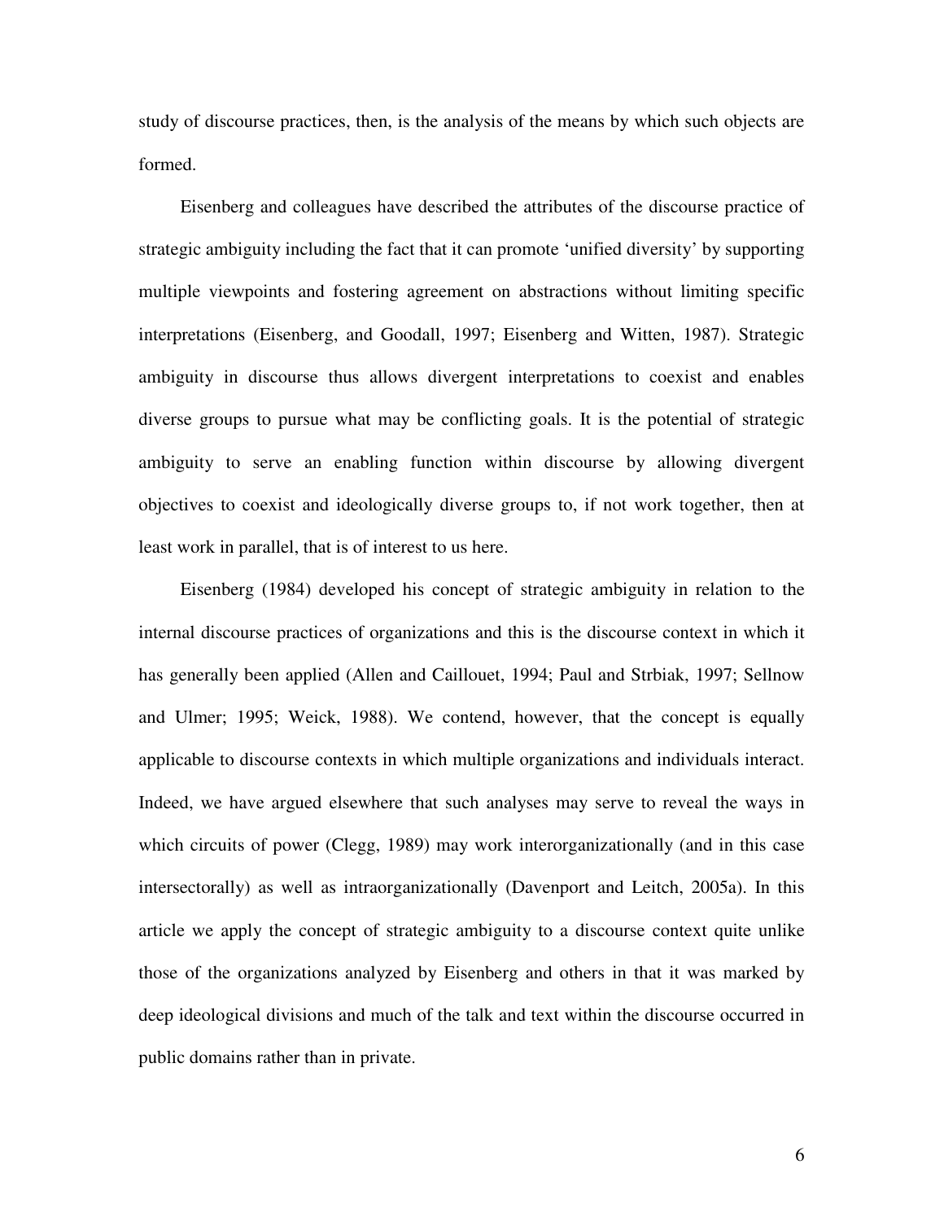study of discourse practices, then, is the analysis of the means by which such objects are formed.

Eisenberg and colleagues have described the attributes of the discourse practice of strategic ambiguity including the fact that it can promote 'unified diversity' by supporting multiple viewpoints and fostering agreement on abstractions without limiting specific interpretations (Eisenberg, and Goodall, 1997; Eisenberg and Witten, 1987). Strategic ambiguity in discourse thus allows divergent interpretations to coexist and enables diverse groups to pursue what may be conflicting goals. It is the potential of strategic ambiguity to serve an enabling function within discourse by allowing divergent objectives to coexist and ideologically diverse groups to, if not work together, then at least work in parallel, that is of interest to us here.

Eisenberg (1984) developed his concept of strategic ambiguity in relation to the internal discourse practices of organizations and this is the discourse context in which it has generally been applied (Allen and Caillouet, 1994; Paul and Strbiak, 1997; Sellnow and Ulmer; 1995; Weick, 1988). We contend, however, that the concept is equally applicable to discourse contexts in which multiple organizations and individuals interact. Indeed, we have argued elsewhere that such analyses may serve to reveal the ways in which circuits of power (Clegg, 1989) may work interorganizationally (and in this case intersectorally) as well as intraorganizationally (Davenport and Leitch, 2005a). In this article we apply the concept of strategic ambiguity to a discourse context quite unlike those of the organizations analyzed by Eisenberg and others in that it was marked by deep ideological divisions and much of the talk and text within the discourse occurred in public domains rather than in private.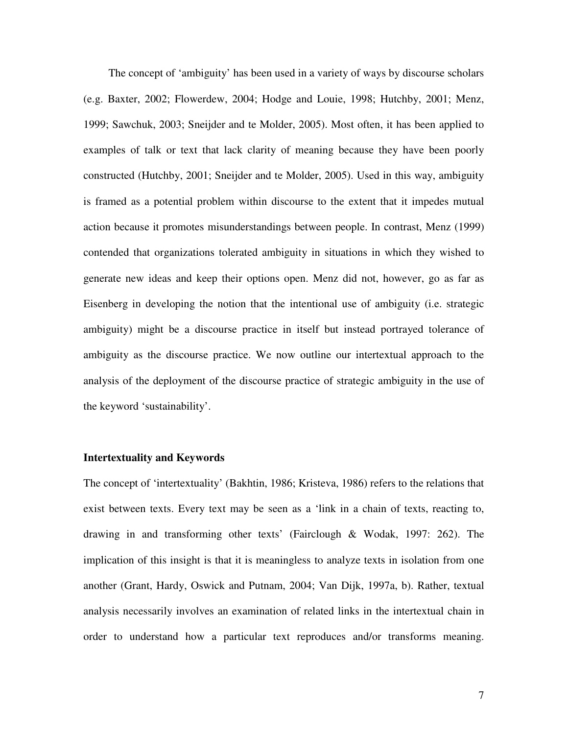The concept of 'ambiguity' has been used in a variety of ways by discourse scholars (e.g. Baxter, 2002; Flowerdew, 2004; Hodge and Louie, 1998; Hutchby, 2001; Menz, 1999; Sawchuk, 2003; Sneijder and te Molder, 2005). Most often, it has been applied to examples of talk or text that lack clarity of meaning because they have been poorly constructed (Hutchby, 2001; Sneijder and te Molder, 2005). Used in this way, ambiguity is framed as a potential problem within discourse to the extent that it impedes mutual action because it promotes misunderstandings between people. In contrast, Menz (1999) contended that organizations tolerated ambiguity in situations in which they wished to generate new ideas and keep their options open. Menz did not, however, go as far as Eisenberg in developing the notion that the intentional use of ambiguity (i.e. strategic ambiguity) might be a discourse practice in itself but instead portrayed tolerance of ambiguity as the discourse practice. We now outline our intertextual approach to the analysis of the deployment of the discourse practice of strategic ambiguity in the use of the keyword 'sustainability'.

## Intertextuality and Keywords

The concept of 'intertextuality' (Bakhtin, 1986; Kristeva, 1986) refers to the relations that exist between texts. Every text may be seen as a 'link in a chain of texts, reacting to, drawing in and transforming other texts' (Fairclough & Wodak, 1997: 262). The implication of this insight is that it is meaningless to analyze texts in isolation from one another (Grant, Hardy, Oswick and Putnam, 2004; Van Dijk, 1997a, b). Rather, textual analysis necessarily involves an examination of related links in the intertextual chain in order to understand how a particular text reproduces and/or transforms meaning.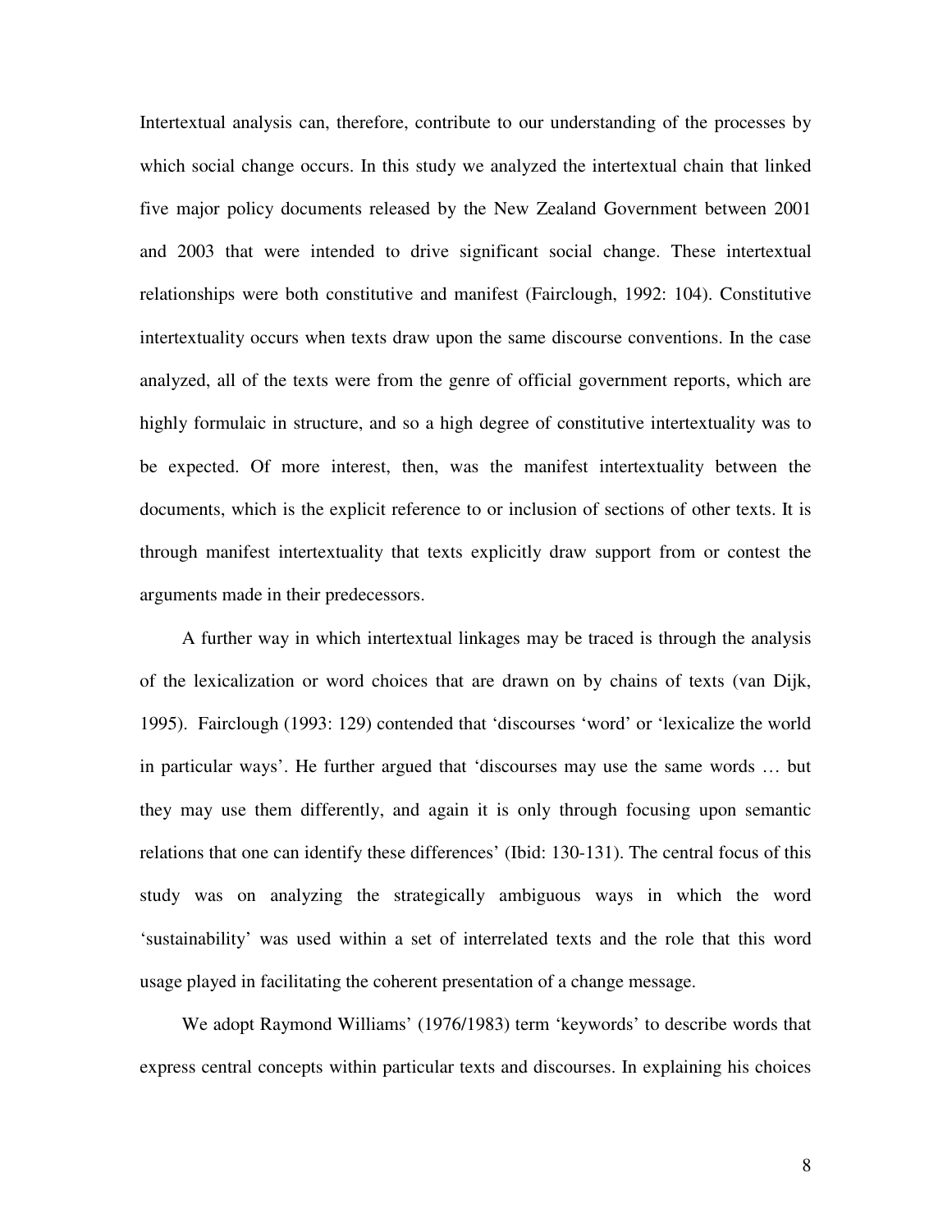Intertextual analysis can, therefore, contribute to our understanding of the processes by which social change occurs. In this study we analyzed the intertextual chain that linked five major policy documents released by the New Zealand Government between 2001 and 2003 that were intended to drive significant social change. These intertextual relationships were both constitutive and manifest (Fairclough, 1992: 104). Constitutive intertextuality occurs when texts draw upon the same discourse conventions. In the case analyzed, all of the texts were from the genre of official government reports, which are highly formulaic in structure, and so a high degree of constitutive intertextuality was to be expected. Of more interest, then, was the manifest intertextuality between the documents, which is the explicit reference to or inclusion of sections of other texts. It is through manifest intertextuality that texts explicitly draw support from or contest the arguments made in their predecessors.

A further way in which intertextual linkages may be traced is through the analysis of the lexicalization or word choices that are drawn on by chains of texts (van Dijk, 1995). Fairclough (1993: 129) contended that 'discourses 'word' or 'lexicalize the world in particular ways'. He further argued that 'discourses may use the same words … but they may use them differently, and again it is only through focusing upon semantic relations that one can identify these differences' (Ibid: 130-131). The central focus of this study was on analyzing the strategically ambiguous ways in which the word 'sustainability' was used within a set of interrelated texts and the role that this word usage played in facilitating the coherent presentation of a change message.

We adopt Raymond Williams' (1976/1983) term 'keywords' to describe words that express central concepts within particular texts and discourses. In explaining his choices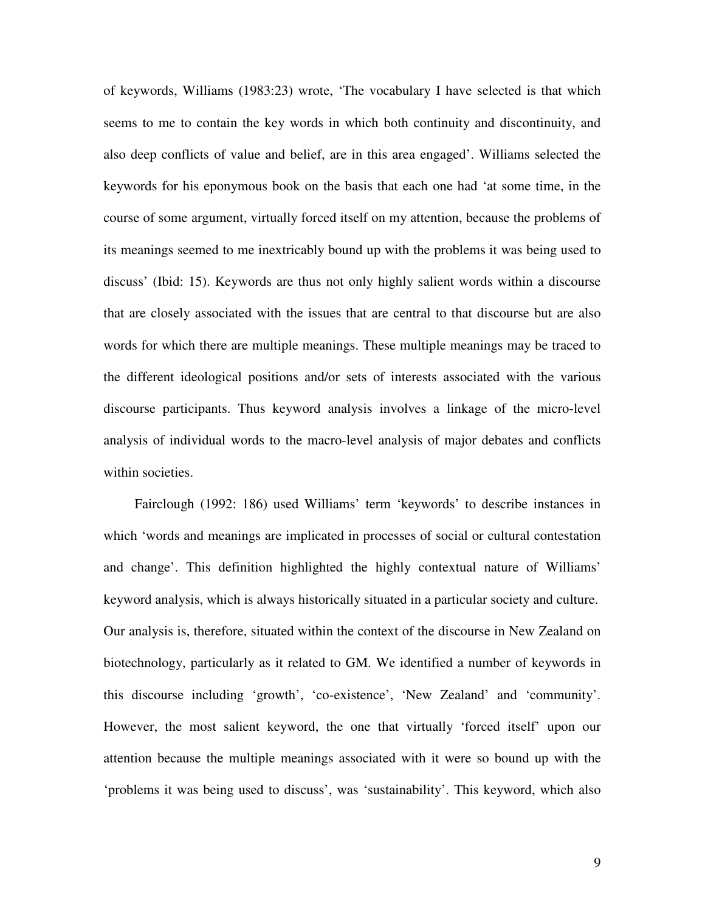of keywords, Williams (1983:23) wrote, 'The vocabulary I have selected is that which seems to me to contain the key words in which both continuity and discontinuity, and also deep conflicts of value and belief, are in this area engaged'. Williams selected the keywords for his eponymous book on the basis that each one had 'at some time, in the course of some argument, virtually forced itself on my attention, because the problems of its meanings seemed to me inextricably bound up with the problems it was being used to discuss' (Ibid: 15). Keywords are thus not only highly salient words within a discourse that are closely associated with the issues that are central to that discourse but are also words for which there are multiple meanings. These multiple meanings may be traced to the different ideological positions and/or sets of interests associated with the various discourse participants. Thus keyword analysis involves a linkage of the micro-level analysis of individual words to the macro-level analysis of major debates and conflicts within societies.

Fairclough (1992: 186) used Williams' term 'keywords' to describe instances in which 'words and meanings are implicated in processes of social or cultural contestation and change'. This definition highlighted the highly contextual nature of Williams' keyword analysis, which is always historically situated in a particular society and culture. Our analysis is, therefore, situated within the context of the discourse in New Zealand on biotechnology, particularly as it related to GM. We identified a number of keywords in this discourse including 'growth', 'co-existence', 'New Zealand' and 'community'. However, the most salient keyword, the one that virtually 'forced itself' upon our attention because the multiple meanings associated with it were so bound up with the 'problems it was being used to discuss', was 'sustainability'. This keyword, which also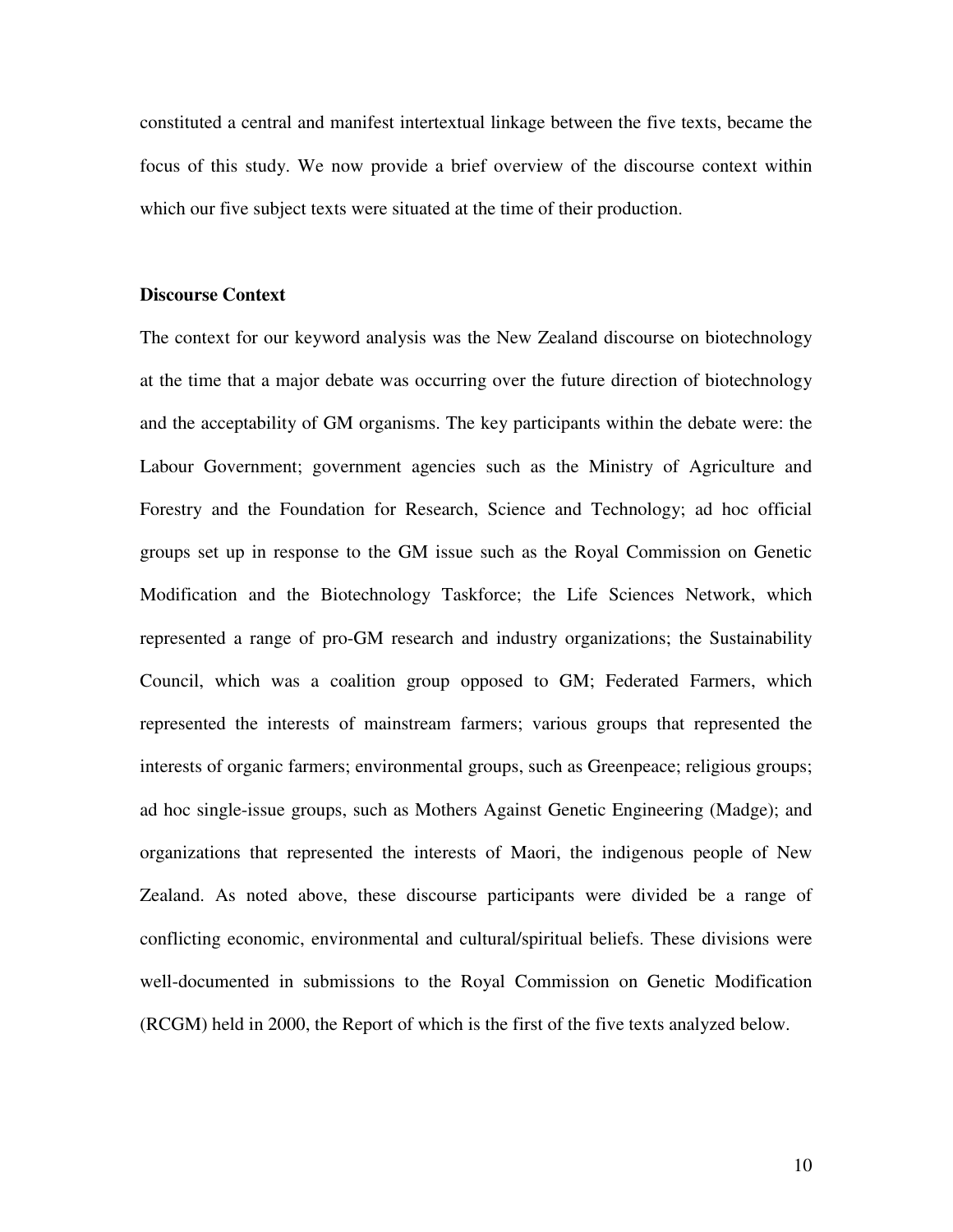constituted a central and manifest intertextual linkage between the five texts, became the focus of this study. We now provide a brief overview of the discourse context within which our five subject texts were situated at the time of their production.

**Discourse Context**

The context for our keyword analysis was the New Zealand discourse on biotechnology at the time that a major debate was occurring over the future direction of biotechnology and the acceptability of GM organisms. The key participants within the debate were: the Labour Government; government agencies such as the Ministry of Agriculture and Forestry and the Foundation for Research, Science and Technology; ad hoc official groups set up in response to the GM issue such as the Royal Commission on Genetic Modification and the Biotechnology Taskforce; the Life Sciences Network, which represented a range of pro-GM research and industry organizations; the Sustainability Council, which was a coalition group opposed to GM; Federated Farmers, which represented the interests of mainstream farmers; various groups that represented the interests of organic farmers; environmental groups, such as Greenpeace; religious groups; ad hoc single-issue groups, such as Mothers Against Genetic Engineering (Madge); and organizations that represented the interests of Maori, the indigenous people of New Zealand. As noted above, these discourse participants were divided be a range of conflicting economic, environmental and cultural/spiritual beliefs. These divisions were well-documented in submissions to the Royal Commission on Genetic Modification (RCGM) held in 2000, the Report of which is the first of the five texts analyzed below.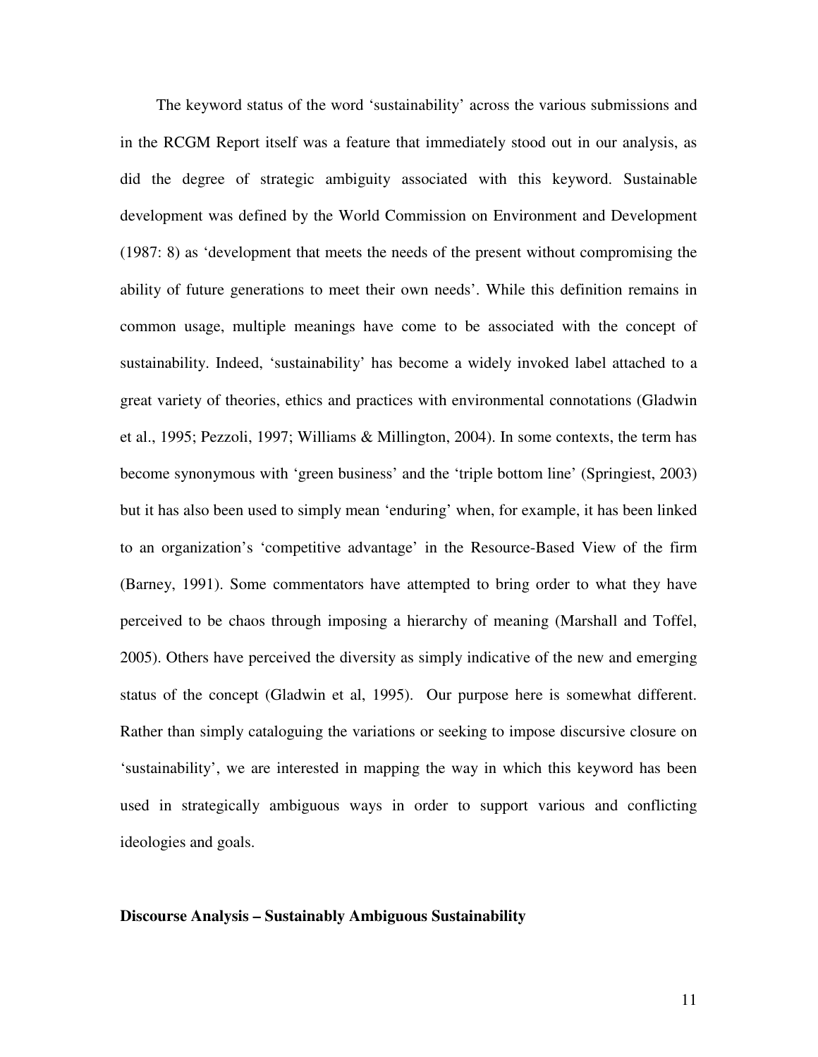The keyword status of the word 'sustainability' across the various submissions and in the RCGM Report itself was a feature that immediately stood out in our analysis, as did the degree of strategic ambiguity associated with this keyword. Sustainable development was defined by the World Commission on Environment and Development (1987: 8) as 'development that meets the needs of the present without compromising the ability of future generations to meet their own needs'. While this definition remains in common usage, multiple meanings have come to be associated with the concept of sustainability. Indeed, 'sustainability' has become a widely invoked label attached to a great variety of theories, ethics and practices with environmental connotations (Gladwin et al., 1995; Pezzoli, 1997; Williams & Millington, 2004). In some contexts, the term has become synonymous with 'green business' and the 'triple bottom line' (Springiest, 2003) but it has also been used to simply mean 'enduring' when, for example, it has been linked to an organization's 'competitive advantage' in the Resource-Based View of the firm (Barney, 1991). Some commentators have attempted to bring order to what they have perceived to be chaos through imposing a hierarchy of meaning (Marshall and Toffel, 2005). Others have perceived the diversity as simply indicative of the new and emerging status of the concept (Gladwin et al, 1995). Our purpose here is somewhat different. Rather than simply cataloguing the variations or seeking to impose discursive closure on 'sustainability', we are interested in mapping the way in which this keyword has been used in strategically ambiguous ways in order to support various and conflicting ideologies and goals.

**Discourse Analysis – Sustainably Ambiguous Sustainability**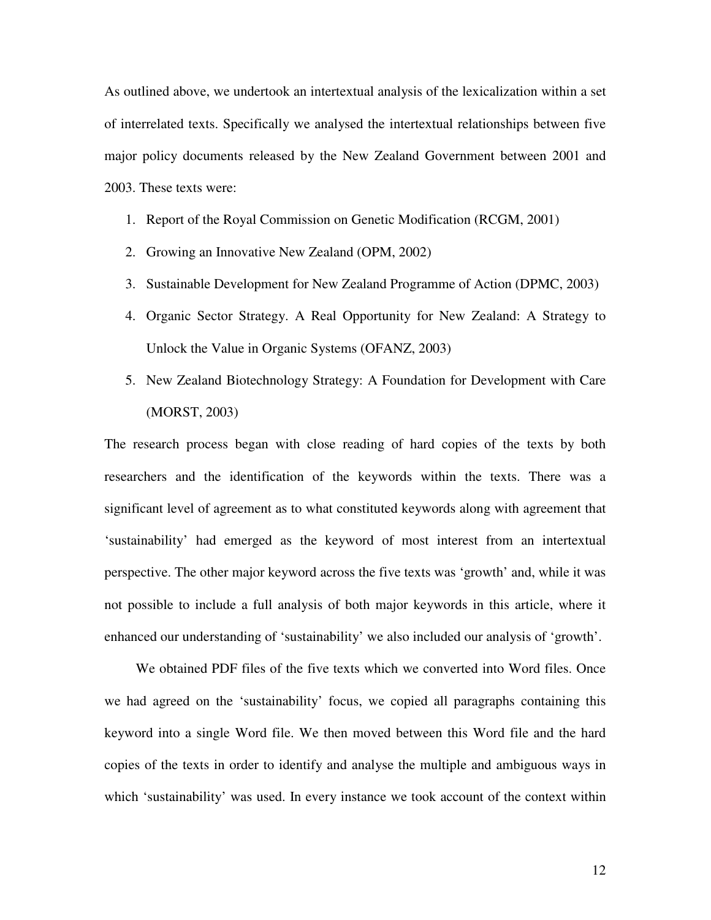As outlined above, we undertook an intertextual analysis of the lexicalization within a set of interrelated texts. Specifically we analysed the intertextual relationships between five major policy documents released by the New Zealand Government between 2001 and 2003. These texts were:

1. Report of the Royal Commission on Genetic Modification (RCGM, 2001)
2. Growing an Innovative New Zealand (OPM, 2002)
3. Sustainable Development for New Zealand Programme of Action (DPMC, 2003)
4. Organic Sector Strategy. A Real Opportunity for New Zealand: A Strategy to Unlock the Value in Organic Systems (OFANZ, 2003)
5. New Zealand Biotechnology Strategy: A Foundation for Development with Care (MORST, 2003)

The research process began with close reading of hard copies of the texts by both researchers and the identification of the keywords within the texts. There was a significant level of agreement as to what constituted keywords along with agreement that 'sustainability' had emerged as the keyword of most interest from an intertextual perspective. The other major keyword across the five texts was 'growth' and, while it was not possible to include a full analysis of both major keywords in this article, where it enhanced our understanding of 'sustainability' we also included our analysis of 'growth'.

We obtained PDF files of the five texts which we converted into Word files. Once we had agreed on the 'sustainability' focus, we copied all paragraphs containing this keyword into a single Word file. We then moved between this Word file and the hard copies of the texts in order to identify and analyse the multiple and ambiguous ways in which 'sustainability' was used. In every instance we took account of the context within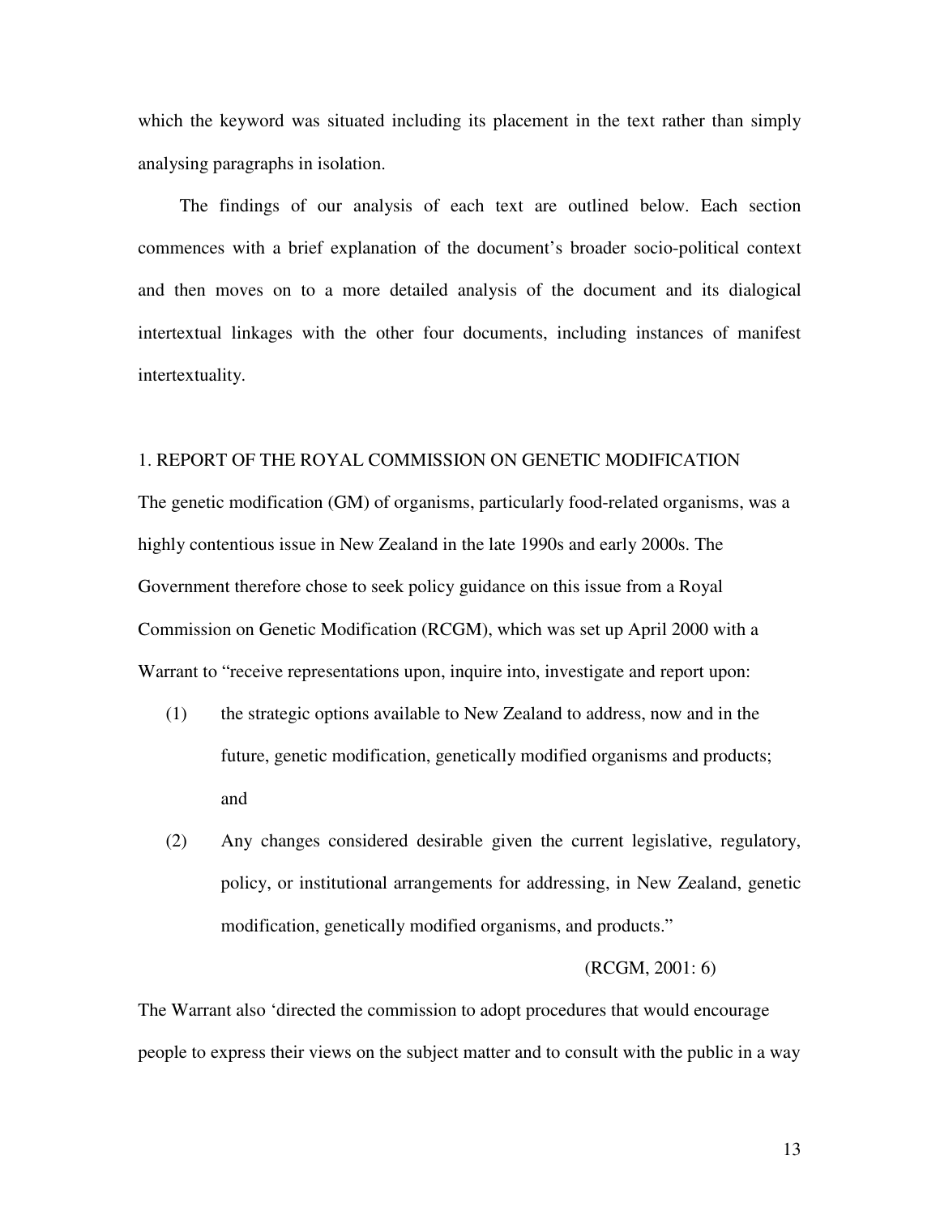which the keyword was situated including its placement in the text rather than simply analysing paragraphs in isolation.

The findings of our analysis of each text are outlined below. Each section commences with a brief explanation of the document's broader socio-political context and then moves on to a more detailed analysis of the document and its dialogical intertextual linkages with the other four documents, including instances of manifest intertextuality.

## 1. REPORT OF THE ROYAL COMMISSION ON GENETIC MODIFICATION

The genetic modification (GM) of organisms, particularly food-related organisms, was a highly contentious issue in New Zealand in the late 1990s and early 2000s. The Government therefore chose to seek policy guidance on this issue from a Royal Commission on Genetic Modification (RCGM), which was set up April 2000 with a Warrant to "receive representations upon, inquire into, investigate and report upon:

(1) the strategic options available to New Zealand to address, now and in the future, genetic modification, genetically modified organisms and products; and

(2) Any changes considered desirable given the current legislative, regulatory, policy, or institutional arrangements for addressing, in New Zealand, genetic modification, genetically modified organisms, and products."

(RCGM, 2001: 6)

The Warrant also 'directed the commission to adopt procedures that would encourage people to express their views on the subject matter and to consult with the public in a way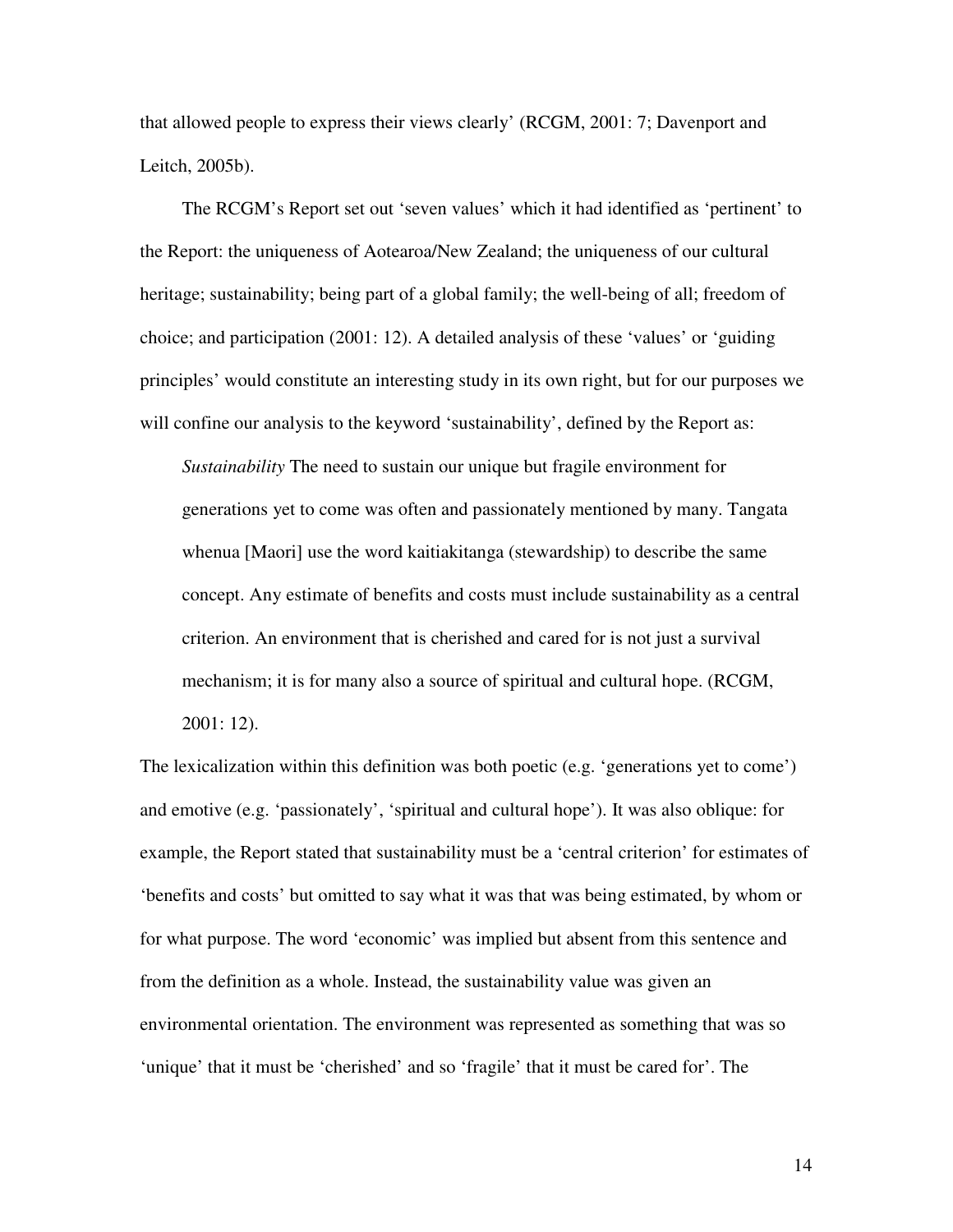that allowed people to express their views clearly' (RCGM, 2001: 7; Davenport and Leitch, 2005b).

The RCGM's Report set out 'seven values' which it had identified as 'pertinent' to the Report: the uniqueness of Aotearoa/New Zealand; the uniqueness of our cultural heritage; sustainability; being part of a global family; the well-being of all; freedom of choice; and participation (2001: 12). A detailed analysis of these 'values' or 'guiding principles' would constitute an interesting study in its own right, but for our purposes we will confine our analysis to the keyword 'sustainability', defined by the Report as:

> *Sustainability* The need to sustain our unique but fragile environment for generations yet to come was often and passionately mentioned by many. Tangata whenua [Maori] use the word kaitiakitanga (stewardship) to describe the same concept. Any estimate of benefits and costs must include sustainability as a central criterion. An environment that is cherished and cared for is not just a survival mechanism; it is for many also a source of spiritual and cultural hope. (RCGM, 2001: 12).

The lexicalization within this definition was both poetic (e.g. 'generations yet to come') and emotive (e.g. 'passionately', 'spiritual and cultural hope'). It was also oblique: for example, the Report stated that sustainability must be a 'central criterion' for estimates of 'benefits and costs' but omitted to say what it was that was being estimated, by whom or for what purpose. The word 'economic' was implied but absent from this sentence and from the definition as a whole. Instead, the sustainability value was given an environmental orientation. The environment was represented as something that was so 'unique' that it must be 'cherished' and so 'fragile' that it must be cared for'. The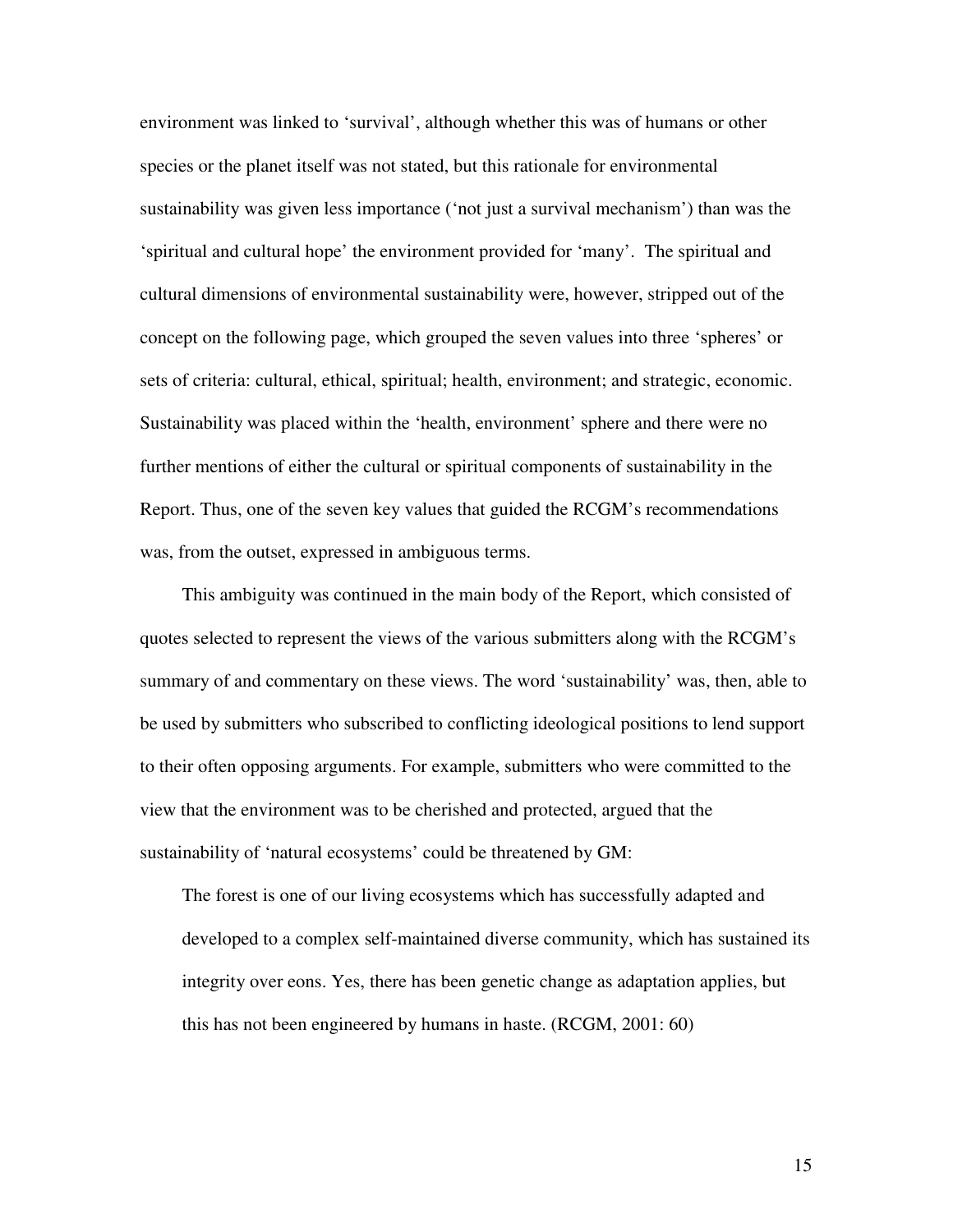environment was linked to 'survival', although whether this was of humans or other species or the planet itself was not stated, but this rationale for environmental sustainability was given less importance ('not just a survival mechanism') than was the 'spiritual and cultural hope' the environment provided for 'many'. The spiritual and cultural dimensions of environmental sustainability were, however, stripped out of the concept on the following page, which grouped the seven values into three 'spheres' or sets of criteria: cultural, ethical, spiritual; health, environment; and strategic, economic. Sustainability was placed within the 'health, environment' sphere and there were no further mentions of either the cultural or spiritual components of sustainability in the Report. Thus, one of the seven key values that guided the RCGM's recommendations was, from the outset, expressed in ambiguous terms.

This ambiguity was continued in the main body of the Report, which consisted of quotes selected to represent the views of the various submitters along with the RCGM's summary of and commentary on these views. The word 'sustainability' was, then, able to be used by submitters who subscribed to conflicting ideological positions to lend support to their often opposing arguments. For example, submitters who were committed to the view that the environment was to be cherished and protected, argued that the sustainability of 'natural ecosystems' could be threatened by GM:

> The forest is one of our living ecosystems which has successfully adapted and developed to a complex self-maintained diverse community, which has sustained its integrity over eons. Yes, there has been genetic change as adaptation applies, but this has not been engineered by humans in haste. (RCGM, 2001: 60)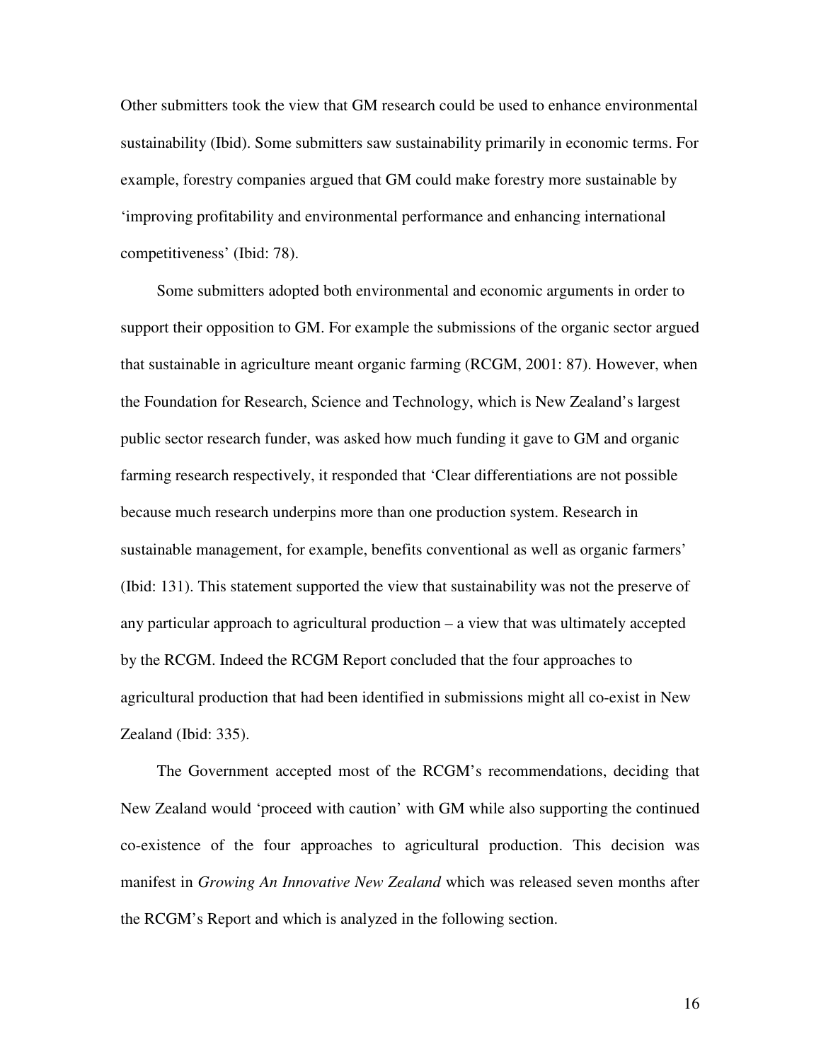Other submitters took the view that GM research could be used to enhance environmental sustainability (Ibid). Some submitters saw sustainability primarily in economic terms. For example, forestry companies argued that GM could make forestry more sustainable by 'improving profitability and environmental performance and enhancing international competitiveness' (Ibid: 78).

Some submitters adopted both environmental and economic arguments in order to support their opposition to GM. For example the submissions of the organic sector argued that sustainable in agriculture meant organic farming (RCGM, 2001: 87). However, when the Foundation for Research, Science and Technology, which is New Zealand's largest public sector research funder, was asked how much funding it gave to GM and organic farming research respectively, it responded that 'Clear differentiations are not possible because much research underpins more than one production system. Research in sustainable management, for example, benefits conventional as well as organic farmers' (Ibid: 131). This statement supported the view that sustainability was not the preserve of any particular approach to agricultural production – a view that was ultimately accepted by the RCGM. Indeed the RCGM Report concluded that the four approaches to agricultural production that had been identified in submissions might all co-exist in New Zealand (Ibid: 335).

The Government accepted most of the RCGM's recommendations, deciding that New Zealand would 'proceed with caution' with GM while also supporting the continued co-existence of the four approaches to agricultural production. This decision was manifest in *Growing An Innovative New Zealand* which was released seven months after the RCGM's Report and which is analyzed in the following section.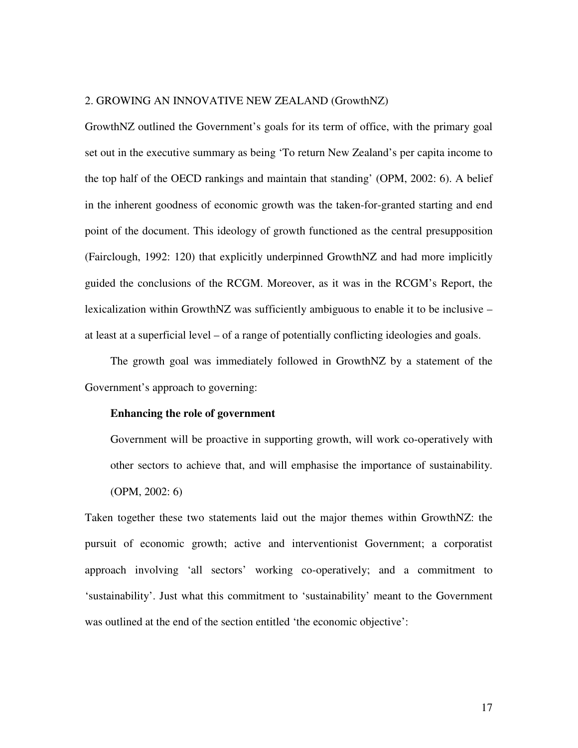## 2. GROWING AN INNOVATIVE NEW ZEALAND (GrowthNZ)

GrowthNZ outlined the Government's goals for its term of office, with the primary goal set out in the executive summary as being 'To return New Zealand's per capita income to the top half of the OECD rankings and maintain that standing' (OPM, 2002: 6). A belief in the inherent goodness of economic growth was the taken-for-granted starting and end point of the document. This ideology of growth functioned as the central presupposition (Fairclough, 1992: 120) that explicitly underpinned GrowthNZ and had more implicitly guided the conclusions of the RCGM. Moreover, as it was in the RCGM's Report, the lexicalization within GrowthNZ was sufficiently ambiguous to enable it to be inclusive – at least at a superficial level – of a range of potentially conflicting ideologies and goals.

The growth goal was immediately followed in GrowthNZ by a statement of the Government's approach to governing:

> **Enhancing the role of government**
>
> Government will be proactive in supporting growth, will work co-operatively with other sectors to achieve that, and will emphasise the importance of sustainability. (OPM, 2002: 6)

Taken together these two statements laid out the major themes within GrowthNZ: the pursuit of economic growth; active and interventionist Government; a corporatist approach involving 'all sectors' working co-operatively; and a commitment to 'sustainability'. Just what this commitment to 'sustainability' meant to the Government was outlined at the end of the section entitled 'the economic objective':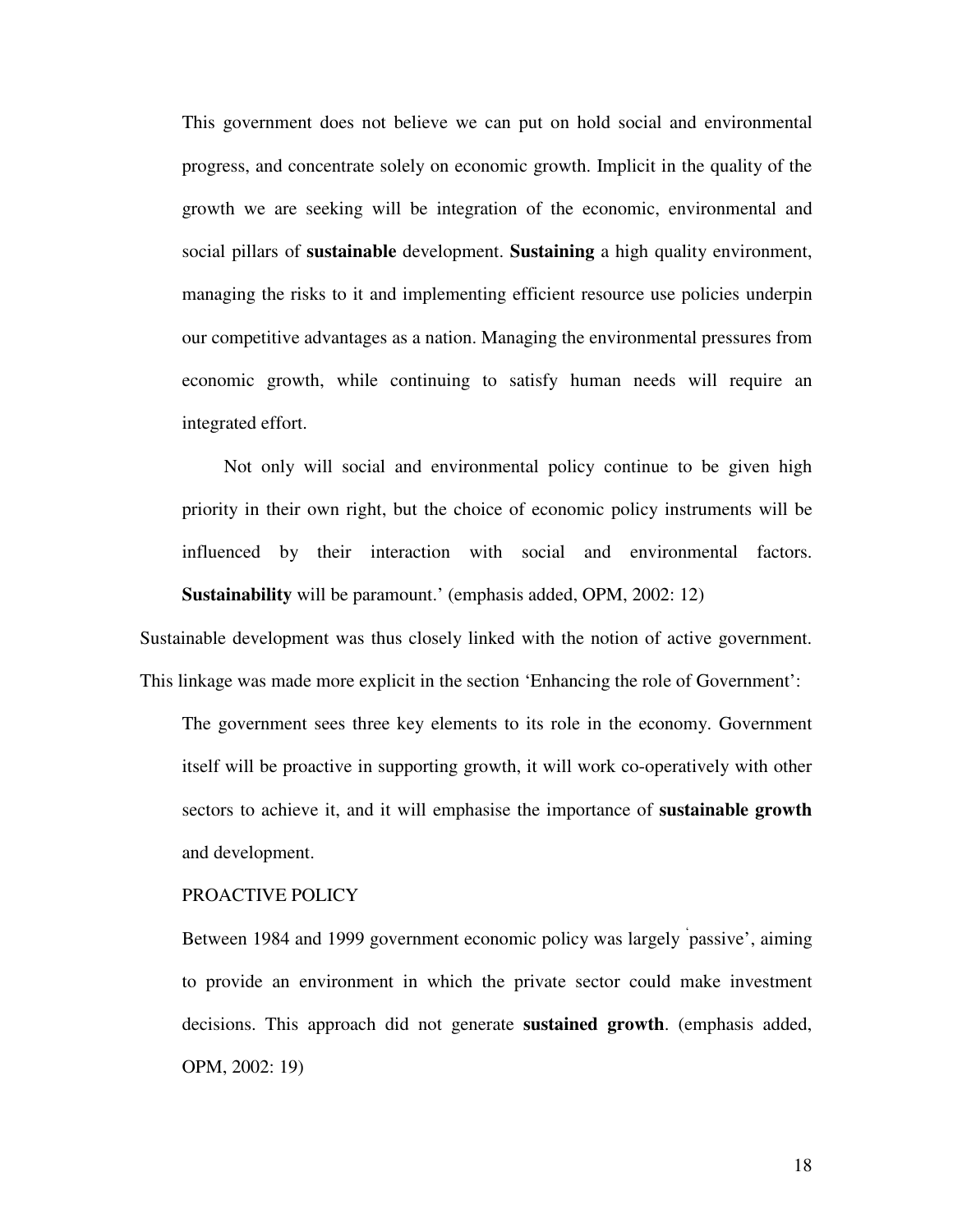> This government does not believe we can put on hold social and environmental progress, and concentrate solely on economic growth. Implicit in the quality of the growth we are seeking will be integration of the economic, environmental and social pillars of **sustainable** development. **Sustaining** a high quality environment, managing the risks to it and implementing efficient resource use policies underpin our competitive advantages as a nation. Managing the environmental pressures from economic growth, while continuing to satisfy human needs will require an integrated effort.
>
> Not only will social and environmental policy continue to be given high priority in their own right, but the choice of economic policy instruments will be influenced by their interaction with social and environmental factors. **Sustainability** will be paramount.' (emphasis added, OPM, 2002: 12)

Sustainable development was thus closely linked with the notion of active government. This linkage was made more explicit in the section 'Enhancing the role of Government':

> The government sees three key elements to its role in the economy. Government itself will be proactive in supporting growth, it will work co-operatively with other sectors to achieve it, and it will emphasise the importance of **sustainable growth** and development.
>
> PROACTIVE POLICY
>
> Between 1984 and 1999 government economic policy was largely 'passive', aiming to provide an environment in which the private sector could make investment decisions. This approach did not generate **sustained growth**. (emphasis added, OPM, 2002: 19)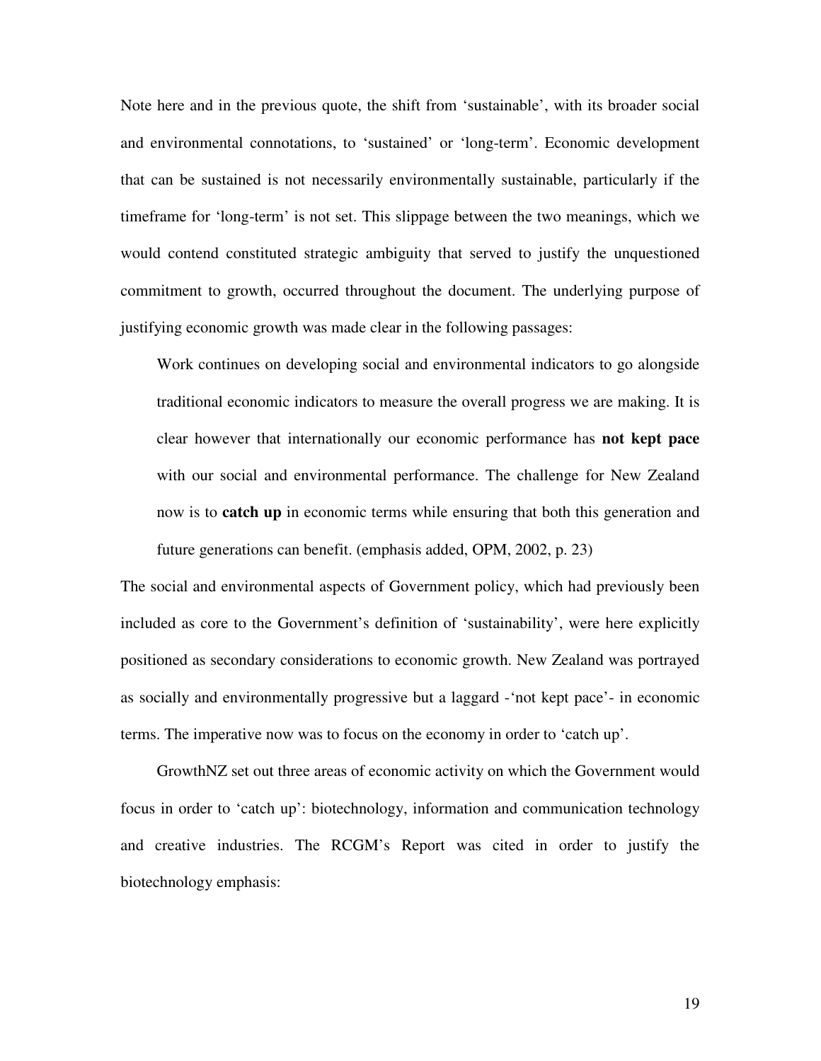Note here and in the previous quote, the shift from 'sustainable', with its broader social and environmental connotations, to 'sustained' or 'long-term'. Economic development that can be sustained is not necessarily environmentally sustainable, particularly if the timeframe for 'long-term' is not set. This slippage between the two meanings, which we would contend constituted strategic ambiguity that served to justify the unquestioned commitment to growth, occurred throughout the document. The underlying purpose of justifying economic growth was made clear in the following passages:

> Work continues on developing social and environmental indicators to go alongside traditional economic indicators to measure the overall progress we are making. It is clear however that internationally our economic performance has **not kept pace** with our social and environmental performance. The challenge for New Zealand now is to **catch up** in economic terms while ensuring that both this generation and future generations can benefit. (emphasis added, OPM, 2002, p. 23)

The social and environmental aspects of Government policy, which had previously been included as core to the Government's definition of 'sustainability', were here explicitly positioned as secondary considerations to economic growth. New Zealand was portrayed as socially and environmentally progressive but a laggard -'not kept pace'- in economic terms. The imperative now was to focus on the economy in order to 'catch up'.

GrowthNZ set out three areas of economic activity on which the Government would focus in order to 'catch up': biotechnology, information and communication technology and creative industries. The RCGM's Report was cited in order to justify the biotechnology emphasis: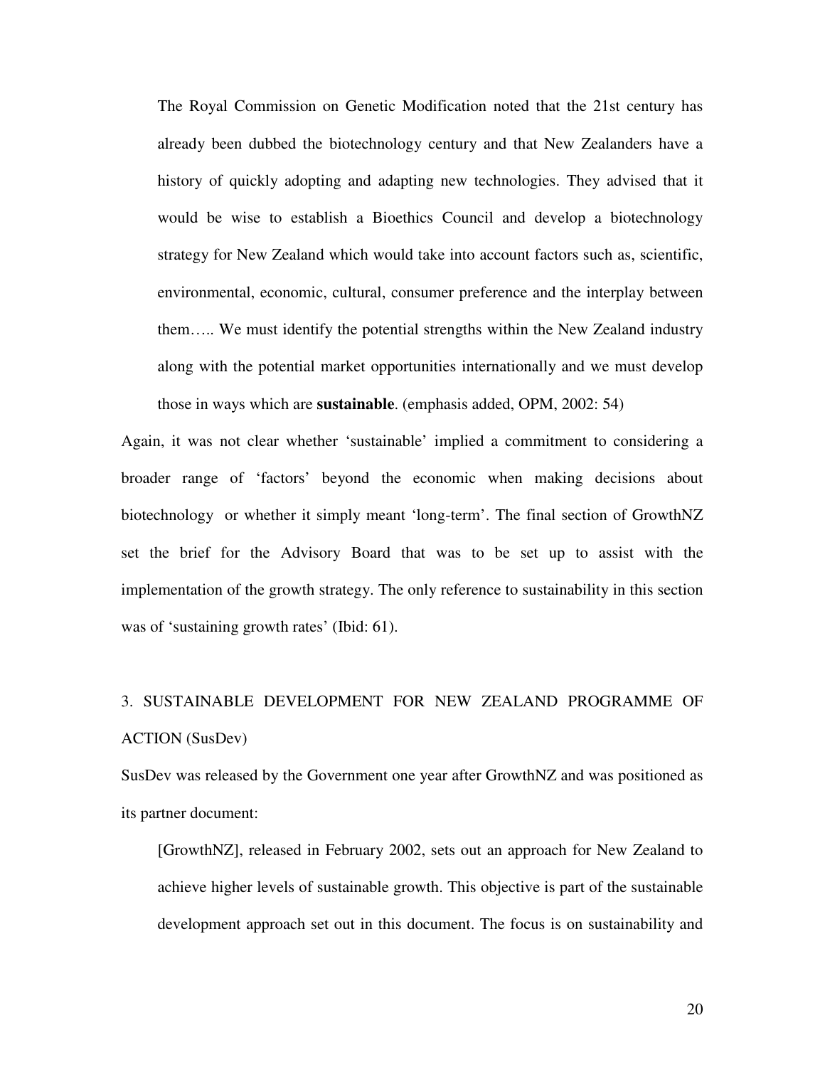> The Royal Commission on Genetic Modification noted that the 21st century has already been dubbed the biotechnology century and that New Zealanders have a history of quickly adopting and adapting new technologies. They advised that it would be wise to establish a Bioethics Council and develop a biotechnology strategy for New Zealand which would take into account factors such as, scientific, environmental, economic, cultural, consumer preference and the interplay between them….. We must identify the potential strengths within the New Zealand industry along with the potential market opportunities internationally and we must develop those in ways which are **sustainable**. (emphasis added, OPM, 2002: 54)

Again, it was not clear whether 'sustainable' implied a commitment to considering a broader range of 'factors' beyond the economic when making decisions about biotechnology or whether it simply meant 'long-term'. The final section of GrowthNZ set the brief for the Advisory Board that was to be set up to assist with the implementation of the growth strategy. The only reference to sustainability in this section was of 'sustaining growth rates' (Ibid: 61).

## 3. SUSTAINABLE DEVELOPMENT FOR NEW ZEALAND PROGRAMME OF ACTION (SusDev)

SusDev was released by the Government one year after GrowthNZ and was positioned as its partner document:

> [GrowthNZ], released in February 2002, sets out an approach for New Zealand to achieve higher levels of sustainable growth. This objective is part of the sustainable development approach set out in this document. The focus is on sustainability and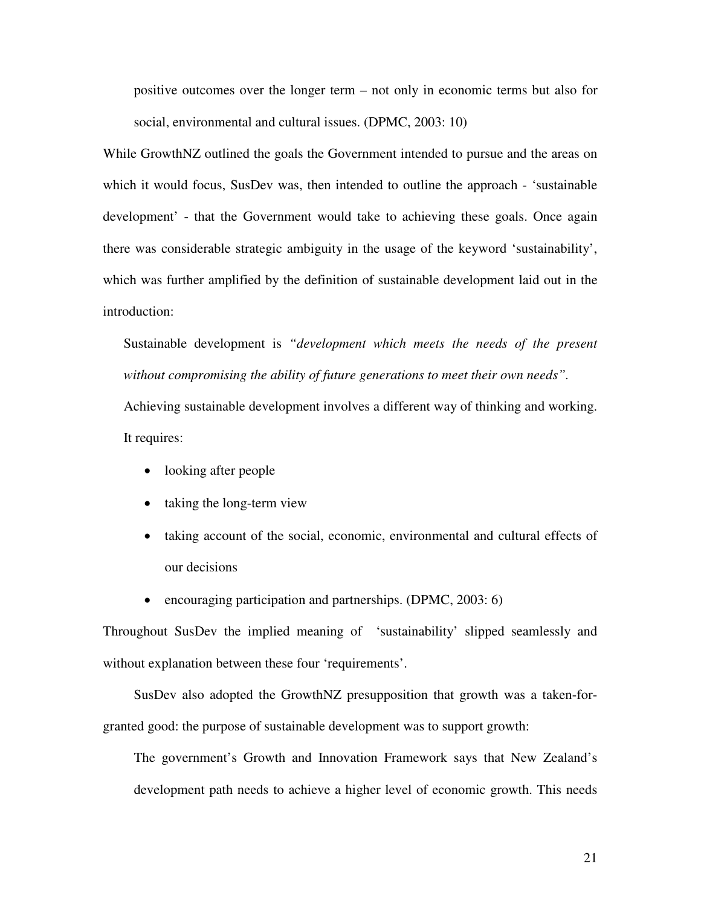> positive outcomes over the longer term – not only in economic terms but also for social, environmental and cultural issues. (DPMC, 2003: 10)

While GrowthNZ outlined the goals the Government intended to pursue and the areas on which it would focus, SusDev was, then intended to outline the approach - 'sustainable development' - that the Government would take to achieving these goals. Once again there was considerable strategic ambiguity in the usage of the keyword 'sustainability', which was further amplified by the definition of sustainable development laid out in the introduction:

> Sustainable development is *"development which meets the needs of the present without compromising the ability of future generations to meet their own needs"*.
>
> Achieving sustainable development involves a different way of thinking and working. It requires:
>
> - looking after people
> - taking the long-term view
> - taking account of the social, economic, environmental and cultural effects of our decisions
> - encouraging participation and partnerships. (DPMC, 2003: 6)

Throughout SusDev the implied meaning of 'sustainability' slipped seamlessly and without explanation between these four 'requirements'.

SusDev also adopted the GrowthNZ presupposition that growth was a taken-for-granted good: the purpose of sustainable development was to support growth:

> The government's Growth and Innovation Framework says that New Zealand's development path needs to achieve a higher level of economic growth. This needs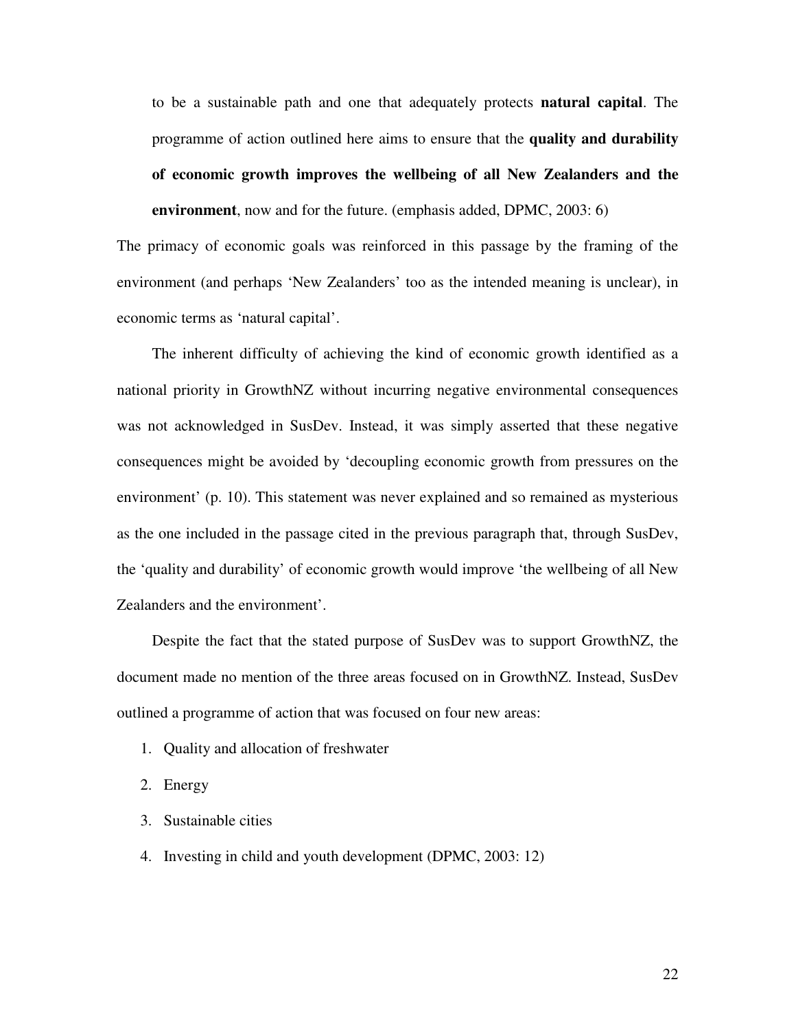> to be a sustainable path and one that adequately protects **natural capital**. The programme of action outlined here aims to ensure that the **quality and durability of economic growth improves the wellbeing of all New Zealanders and the environment**, now and for the future. (emphasis added, DPMC, 2003: 6)

The primacy of economic goals was reinforced in this passage by the framing of the environment (and perhaps 'New Zealanders' too as the intended meaning is unclear), in economic terms as 'natural capital'.

The inherent difficulty of achieving the kind of economic growth identified as a national priority in GrowthNZ without incurring negative environmental consequences was not acknowledged in SusDev. Instead, it was simply asserted that these negative consequences might be avoided by 'decoupling economic growth from pressures on the environment' (p. 10). This statement was never explained and so remained as mysterious as the one included in the passage cited in the previous paragraph that, through SusDev, the 'quality and durability' of economic growth would improve 'the wellbeing of all New Zealanders and the environment'.

Despite the fact that the stated purpose of SusDev was to support GrowthNZ, the document made no mention of the three areas focused on in GrowthNZ. Instead, SusDev outlined a programme of action that was focused on four new areas:

1. Quality and allocation of freshwater
2. Energy
3. Sustainable cities
4. Investing in child and youth development (DPMC, 2003: 12)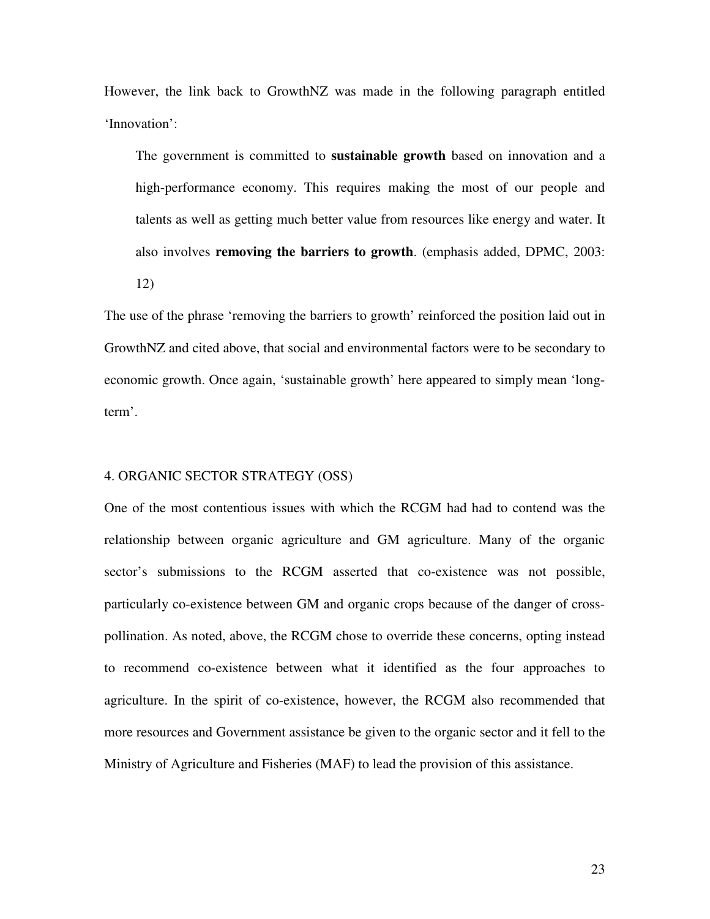However, the link back to GrowthNZ was made in the following paragraph entitled 'Innovation':

> The government is committed to **sustainable growth** based on innovation and a high-performance economy. This requires making the most of our people and talents as well as getting much better value from resources like energy and water. It also involves **removing the barriers to growth**. (emphasis added, DPMC, 2003: 12)

The use of the phrase 'removing the barriers to growth' reinforced the position laid out in GrowthNZ and cited above, that social and environmental factors were to be secondary to economic growth. Once again, 'sustainable growth' here appeared to simply mean 'long-term'.

## 4. ORGANIC SECTOR STRATEGY (OSS)

One of the most contentious issues with which the RCGM had had to contend was the relationship between organic agriculture and GM agriculture. Many of the organic sector's submissions to the RCGM asserted that co-existence was not possible, particularly co-existence between GM and organic crops because of the danger of cross-pollination. As noted, above, the RCGM chose to override these concerns, opting instead to recommend co-existence between what it identified as the four approaches to agriculture. In the spirit of co-existence, however, the RCGM also recommended that more resources and Government assistance be given to the organic sector and it fell to the Ministry of Agriculture and Fisheries (MAF) to lead the provision of this assistance.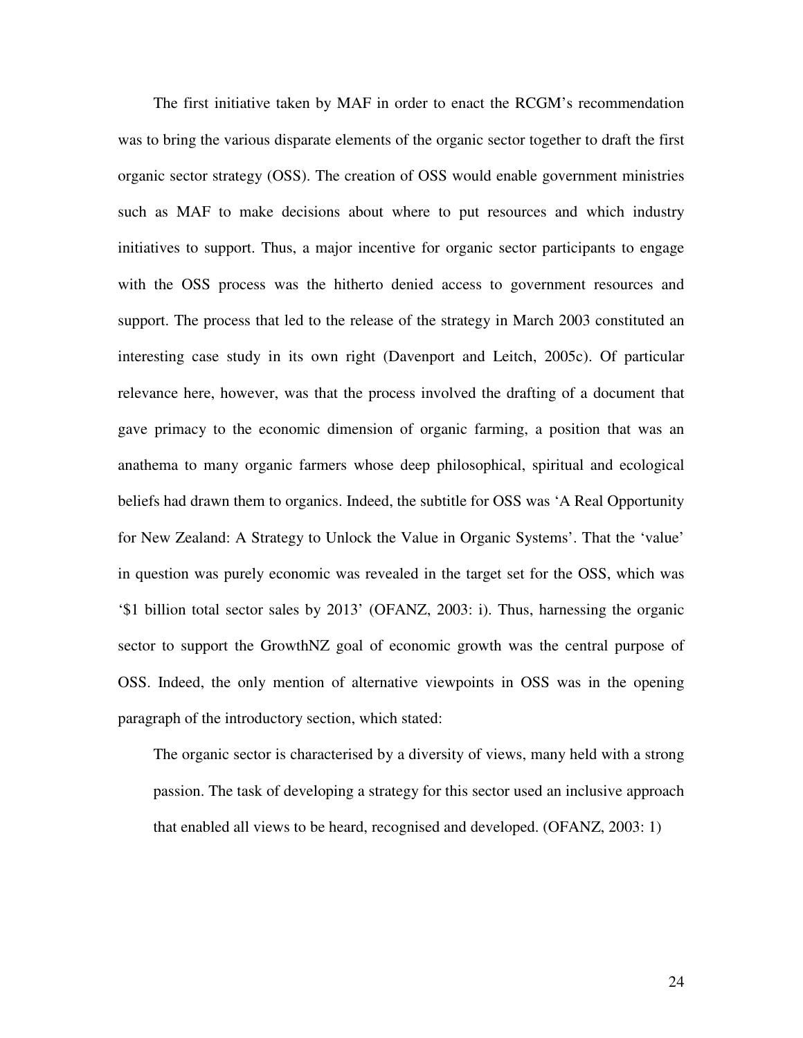The first initiative taken by MAF in order to enact the RCGM's recommendation was to bring the various disparate elements of the organic sector together to draft the first organic sector strategy (OSS). The creation of OSS would enable government ministries such as MAF to make decisions about where to put resources and which industry initiatives to support. Thus, a major incentive for organic sector participants to engage with the OSS process was the hitherto denied access to government resources and support. The process that led to the release of the strategy in March 2003 constituted an interesting case study in its own right (Davenport and Leitch, 2005c). Of particular relevance here, however, was that the process involved the drafting of a document that gave primacy to the economic dimension of organic farming, a position that was an anathema to many organic farmers whose deep philosophical, spiritual and ecological beliefs had drawn them to organics. Indeed, the subtitle for OSS was 'A Real Opportunity for New Zealand: A Strategy to Unlock the Value in Organic Systems'. That the 'value' in question was purely economic was revealed in the target set for the OSS, which was '$1 billion total sector sales by 2013' (OFANZ, 2003: i). Thus, harnessing the organic sector to support the GrowthNZ goal of economic growth was the central purpose of OSS. Indeed, the only mention of alternative viewpoints in OSS was in the opening paragraph of the introductory section, which stated:

> The organic sector is characterised by a diversity of views, many held with a strong passion. The task of developing a strategy for this sector used an inclusive approach that enabled all views to be heard, recognised and developed. (OFANZ, 2003: 1)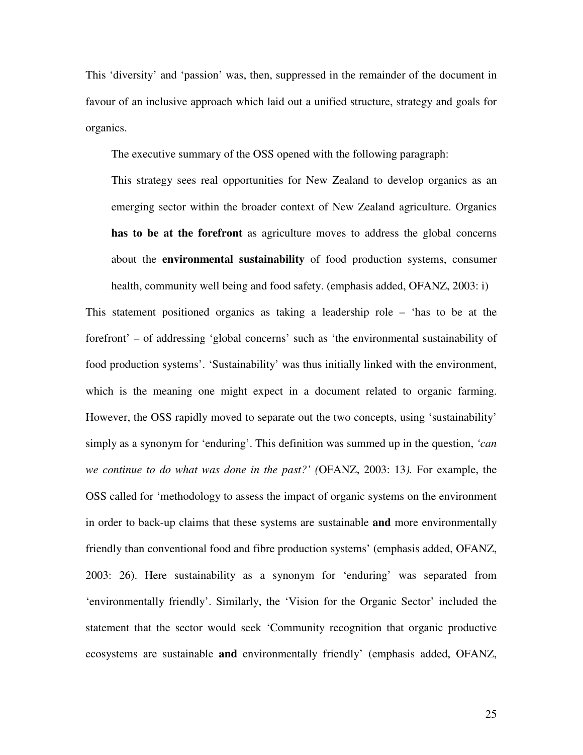This 'diversity' and 'passion' was, then, suppressed in the remainder of the document in favour of an inclusive approach which laid out a unified structure, strategy and goals for organics.

The executive summary of the OSS opened with the following paragraph:

> This strategy sees real opportunities for New Zealand to develop organics as an emerging sector within the broader context of New Zealand agriculture. Organics **has to be at the forefront** as agriculture moves to address the global concerns about the **environmental sustainability** of food production systems, consumer health, community well being and food safety. (emphasis added, OFANZ, 2003: i)

This statement positioned organics as taking a leadership role – 'has to be at the forefront' – of addressing 'global concerns' such as 'the environmental sustainability of food production systems'. 'Sustainability' was thus initially linked with the environment, which is the meaning one might expect in a document related to organic farming. However, the OSS rapidly moved to separate out the two concepts, using 'sustainability' simply as a synonym for 'enduring'. This definition was summed up in the question, *'can we continue to do what was done in the past?' (*OFANZ, 2003: 13*).* For example, the OSS called for 'methodology to assess the impact of organic systems on the environment in order to back-up claims that these systems are sustainable **and** more environmentally friendly than conventional food and fibre production systems' (emphasis added, OFANZ, 2003: 26). Here sustainability as a synonym for 'enduring' was separated from 'environmentally friendly'. Similarly, the 'Vision for the Organic Sector' included the statement that the sector would seek 'Community recognition that organic productive ecosystems are sustainable **and** environmentally friendly' (emphasis added, OFANZ,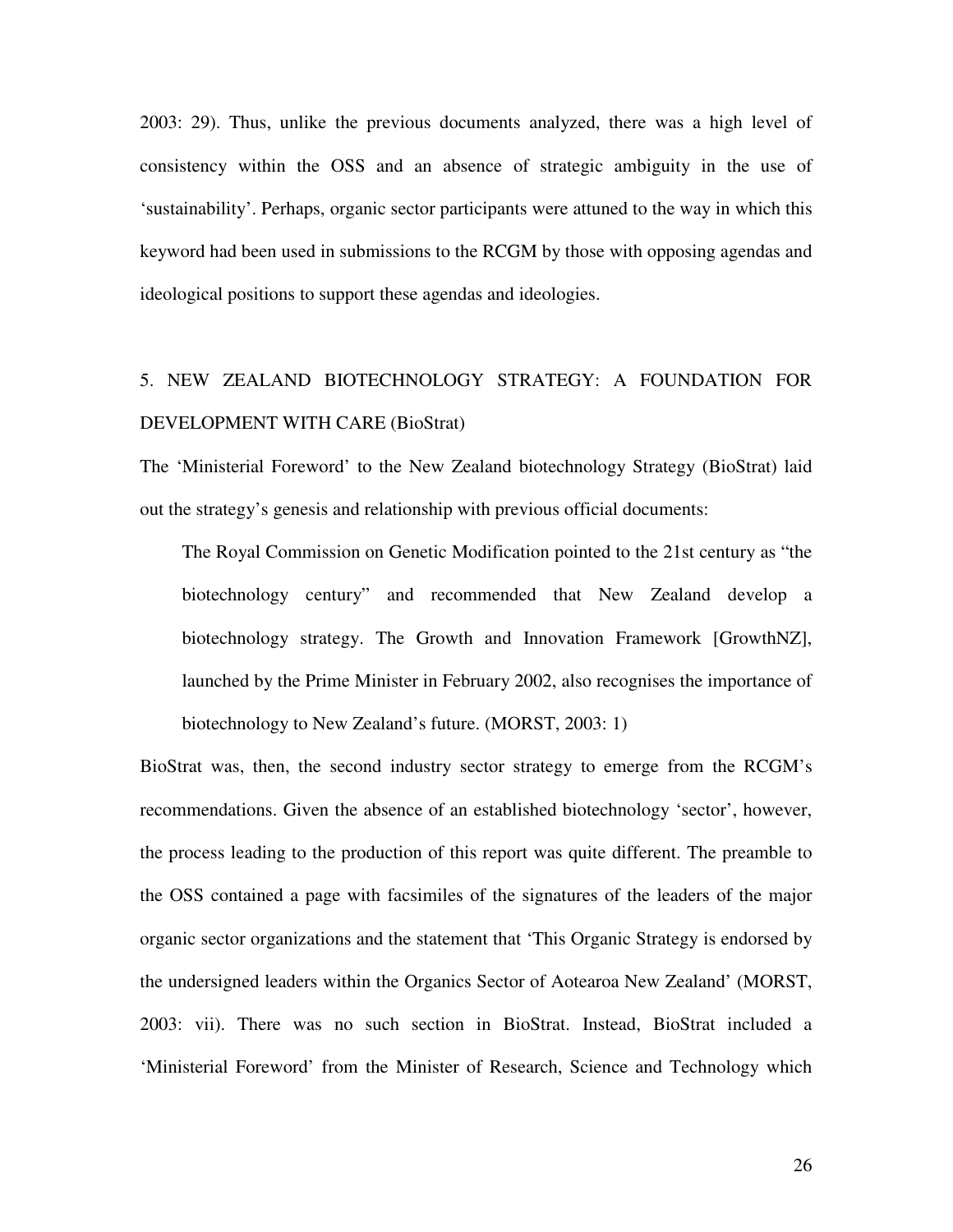2003: 29). Thus, unlike the previous documents analyzed, there was a high level of consistency within the OSS and an absence of strategic ambiguity in the use of 'sustainability'. Perhaps, organic sector participants were attuned to the way in which this keyword had been used in submissions to the RCGM by those with opposing agendas and ideological positions to support these agendas and ideologies.

## 5. NEW ZEALAND BIOTECHNOLOGY STRATEGY: A FOUNDATION FOR DEVELOPMENT WITH CARE (BioStrat)

The 'Ministerial Foreword' to the New Zealand biotechnology Strategy (BioStrat) laid out the strategy's genesis and relationship with previous official documents:

> The Royal Commission on Genetic Modification pointed to the 21st century as "the biotechnology century" and recommended that New Zealand develop a biotechnology strategy. The Growth and Innovation Framework [GrowthNZ], launched by the Prime Minister in February 2002, also recognises the importance of biotechnology to New Zealand's future. (MORST, 2003: 1)

BioStrat was, then, the second industry sector strategy to emerge from the RCGM's recommendations. Given the absence of an established biotechnology 'sector', however, the process leading to the production of this report was quite different. The preamble to the OSS contained a page with facsimiles of the signatures of the leaders of the major organic sector organizations and the statement that 'This Organic Strategy is endorsed by the undersigned leaders within the Organics Sector of Aotearoa New Zealand' (MORST, 2003: vii). There was no such section in BioStrat. Instead, BioStrat included a 'Ministerial Foreword' from the Minister of Research, Science and Technology which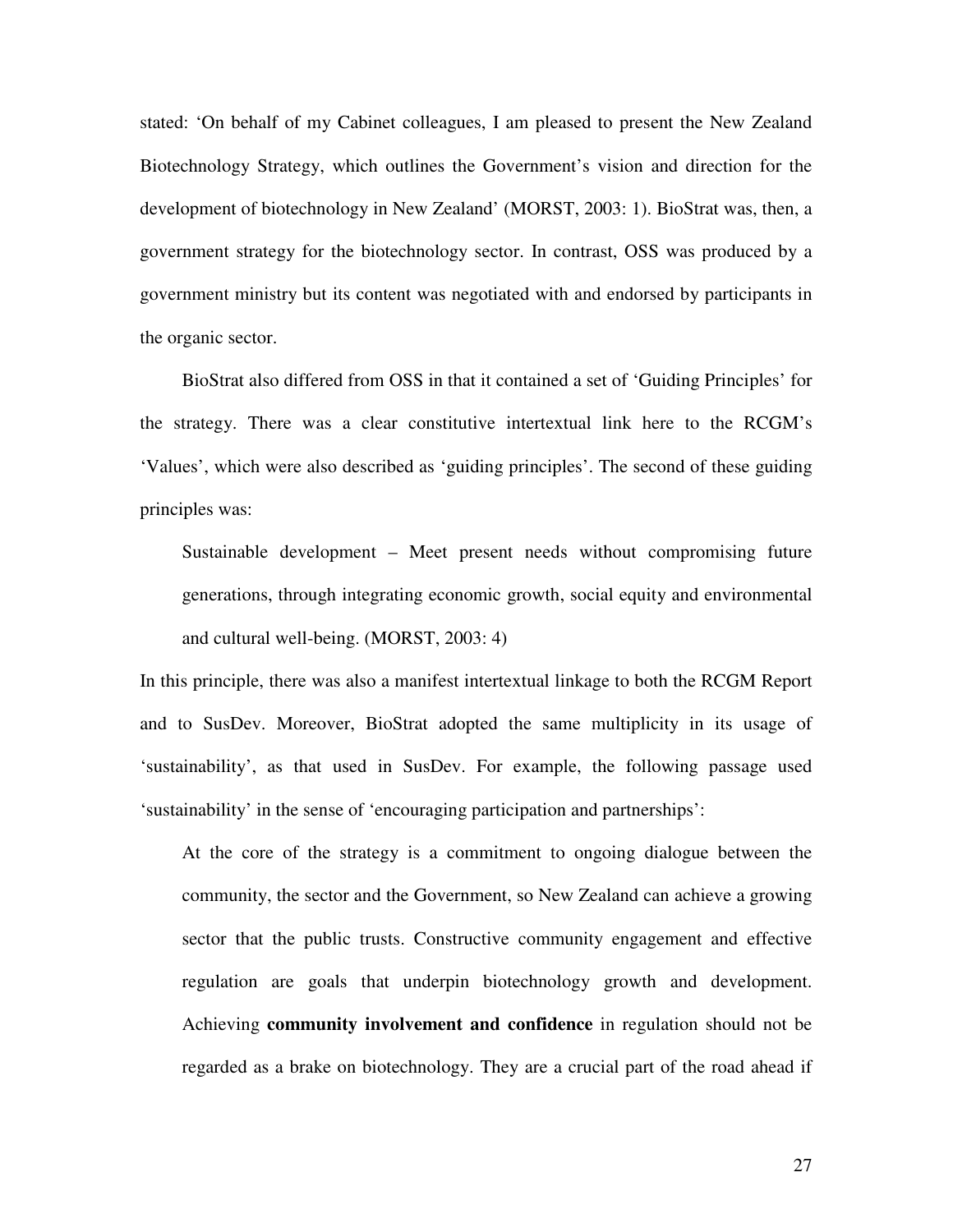stated: 'On behalf of my Cabinet colleagues, I am pleased to present the New Zealand Biotechnology Strategy, which outlines the Government's vision and direction for the development of biotechnology in New Zealand' (MORST, 2003: 1). BioStrat was, then, a government strategy for the biotechnology sector. In contrast, OSS was produced by a government ministry but its content was negotiated with and endorsed by participants in the organic sector.

BioStrat also differed from OSS in that it contained a set of 'Guiding Principles' for the strategy. There was a clear constitutive intertextual link here to the RCGM's 'Values', which were also described as 'guiding principles'. The second of these guiding principles was:

> Sustainable development – Meet present needs without compromising future generations, through integrating economic growth, social equity and environmental and cultural well-being. (MORST, 2003: 4)

In this principle, there was also a manifest intertextual linkage to both the RCGM Report and to SusDev. Moreover, BioStrat adopted the same multiplicity in its usage of 'sustainability', as that used in SusDev. For example, the following passage used 'sustainability' in the sense of 'encouraging participation and partnerships':

> At the core of the strategy is a commitment to ongoing dialogue between the community, the sector and the Government, so New Zealand can achieve a growing sector that the public trusts. Constructive community engagement and effective regulation are goals that underpin biotechnology growth and development. Achieving **community involvement and confidence** in regulation should not be regarded as a brake on biotechnology. They are a crucial part of the road ahead if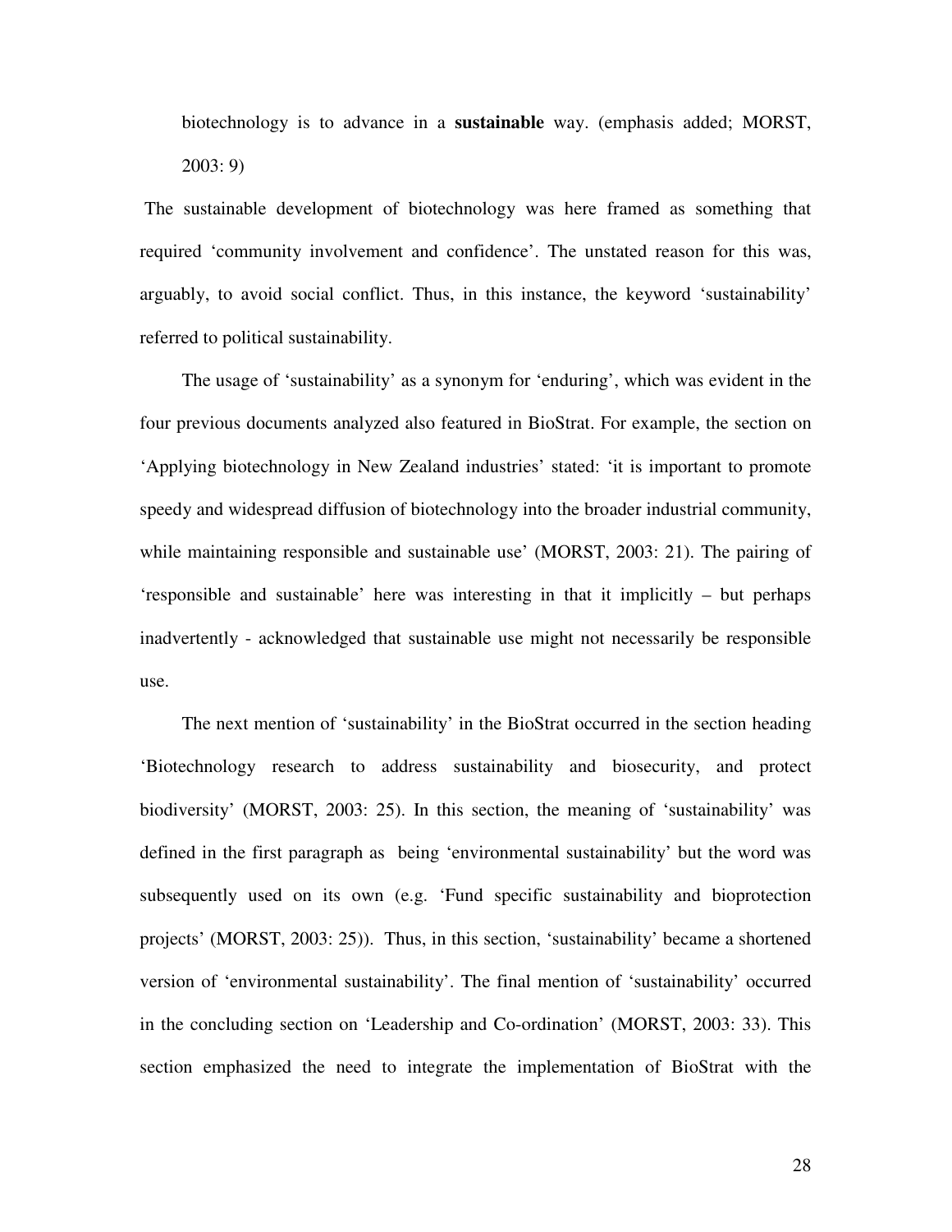> biotechnology is to advance in a **sustainable** way. (emphasis added; MORST, 2003: 9)

The sustainable development of biotechnology was here framed as something that required 'community involvement and confidence'. The unstated reason for this was, arguably, to avoid social conflict. Thus, in this instance, the keyword 'sustainability' referred to political sustainability.

The usage of 'sustainability' as a synonym for 'enduring', which was evident in the four previous documents analyzed also featured in BioStrat. For example, the section on 'Applying biotechnology in New Zealand industries' stated: 'it is important to promote speedy and widespread diffusion of biotechnology into the broader industrial community, while maintaining responsible and sustainable use' (MORST, 2003: 21). The pairing of 'responsible and sustainable' here was interesting in that it implicitly – but perhaps inadvertently - acknowledged that sustainable use might not necessarily be responsible use.

The next mention of 'sustainability' in the BioStrat occurred in the section heading 'Biotechnology research to address sustainability and biosecurity, and protect biodiversity' (MORST, 2003: 25). In this section, the meaning of 'sustainability' was defined in the first paragraph as being 'environmental sustainability' but the word was subsequently used on its own (e.g. 'Fund specific sustainability and bioprotection projects' (MORST, 2003: 25)). Thus, in this section, 'sustainability' became a shortened version of 'environmental sustainability'. The final mention of 'sustainability' occurred in the concluding section on 'Leadership and Co-ordination' (MORST, 2003: 33). This section emphasized the need to integrate the implementation of BioStrat with the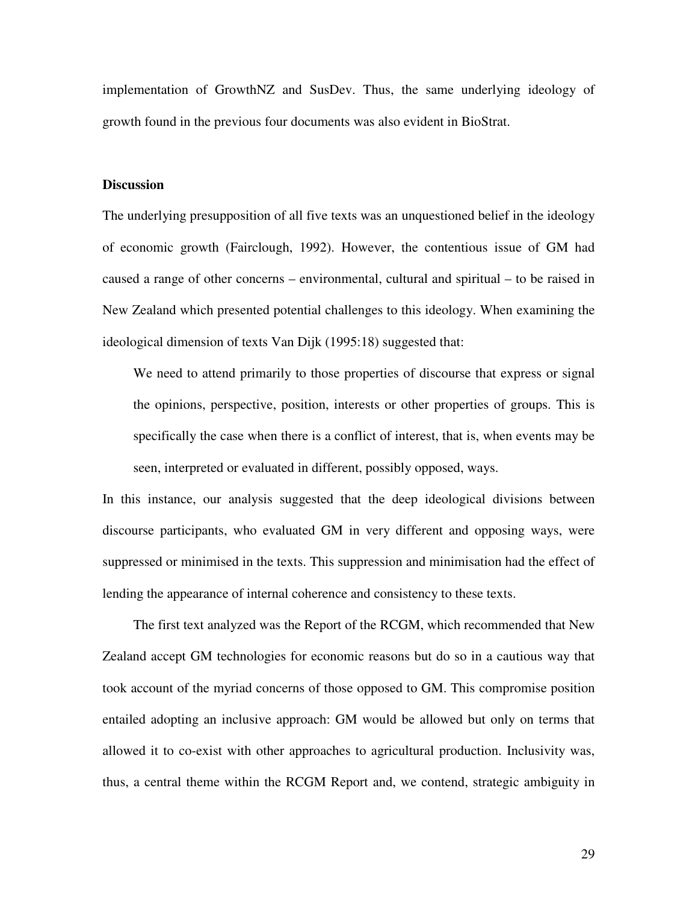implementation of GrowthNZ and SusDev. Thus, the same underlying ideology of growth found in the previous four documents was also evident in BioStrat.

**Discussion**

The underlying presupposition of all five texts was an unquestioned belief in the ideology of economic growth (Fairclough, 1992). However, the contentious issue of GM had caused a range of other concerns – environmental, cultural and spiritual – to be raised in New Zealand which presented potential challenges to this ideology. When examining the ideological dimension of texts Van Dijk (1995:18) suggested that:

> We need to attend primarily to those properties of discourse that express or signal the opinions, perspective, position, interests or other properties of groups. This is specifically the case when there is a conflict of interest, that is, when events may be seen, interpreted or evaluated in different, possibly opposed, ways.

In this instance, our analysis suggested that the deep ideological divisions between discourse participants, who evaluated GM in very different and opposing ways, were suppressed or minimised in the texts. This suppression and minimisation had the effect of lending the appearance of internal coherence and consistency to these texts.

The first text analyzed was the Report of the RCGM, which recommended that New Zealand accept GM technologies for economic reasons but do so in a cautious way that took account of the myriad concerns of those opposed to GM. This compromise position entailed adopting an inclusive approach: GM would be allowed but only on terms that allowed it to co-exist with other approaches to agricultural production. Inclusivity was, thus, a central theme within the RCGM Report and, we contend, strategic ambiguity in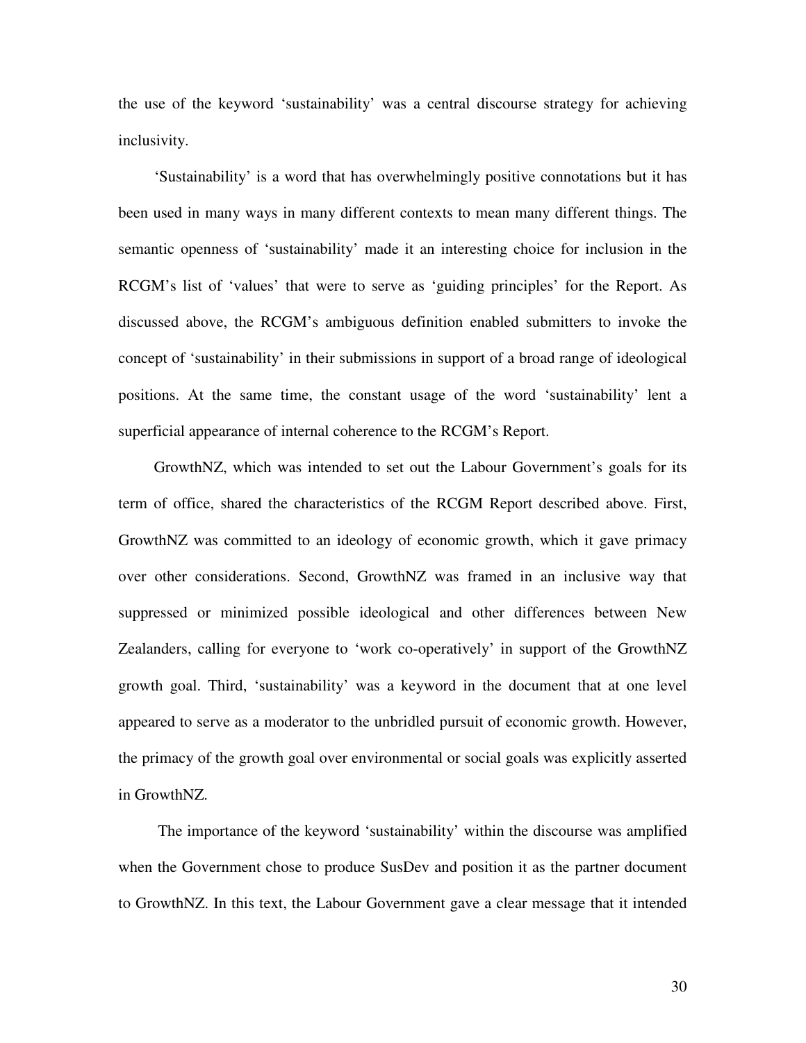the use of the keyword 'sustainability' was a central discourse strategy for achieving inclusivity.

'Sustainability' is a word that has overwhelmingly positive connotations but it has been used in many ways in many different contexts to mean many different things. The semantic openness of 'sustainability' made it an interesting choice for inclusion in the RCGM's list of 'values' that were to serve as 'guiding principles' for the Report. As discussed above, the RCGM's ambiguous definition enabled submitters to invoke the concept of 'sustainability' in their submissions in support of a broad range of ideological positions. At the same time, the constant usage of the word 'sustainability' lent a superficial appearance of internal coherence to the RCGM's Report.

GrowthNZ, which was intended to set out the Labour Government's goals for its term of office, shared the characteristics of the RCGM Report described above. First, GrowthNZ was committed to an ideology of economic growth, which it gave primacy over other considerations. Second, GrowthNZ was framed in an inclusive way that suppressed or minimized possible ideological and other differences between New Zealanders, calling for everyone to 'work co-operatively' in support of the GrowthNZ growth goal. Third, 'sustainability' was a keyword in the document that at one level appeared to serve as a moderator to the unbridled pursuit of economic growth. However, the primacy of the growth goal over environmental or social goals was explicitly asserted in GrowthNZ.

The importance of the keyword 'sustainability' within the discourse was amplified when the Government chose to produce SusDev and position it as the partner document to GrowthNZ. In this text, the Labour Government gave a clear message that it intended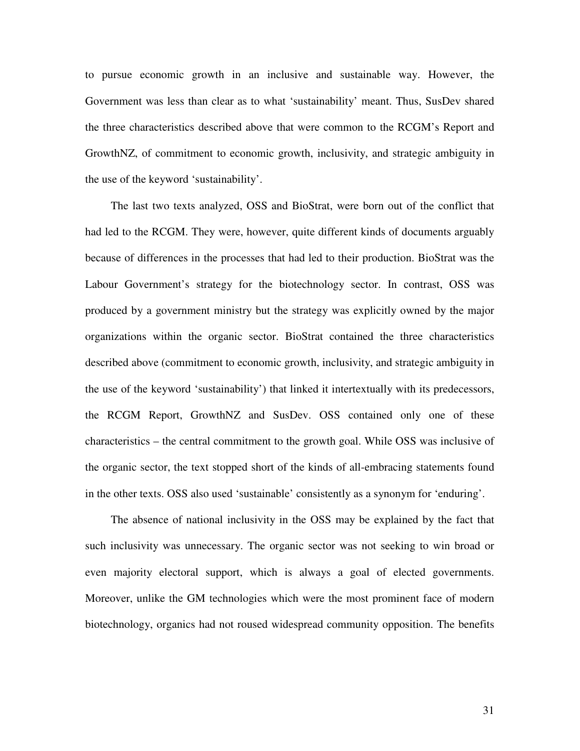to pursue economic growth in an inclusive and sustainable way. However, the Government was less than clear as to what 'sustainability' meant. Thus, SusDev shared the three characteristics described above that were common to the RCGM's Report and GrowthNZ, of commitment to economic growth, inclusivity, and strategic ambiguity in the use of the keyword 'sustainability'.

The last two texts analyzed, OSS and BioStrat, were born out of the conflict that had led to the RCGM. They were, however, quite different kinds of documents arguably because of differences in the processes that had led to their production. BioStrat was the Labour Government's strategy for the biotechnology sector. In contrast, OSS was produced by a government ministry but the strategy was explicitly owned by the major organizations within the organic sector. BioStrat contained the three characteristics described above (commitment to economic growth, inclusivity, and strategic ambiguity in the use of the keyword 'sustainability') that linked it intertextually with its predecessors, the RCGM Report, GrowthNZ and SusDev. OSS contained only one of these characteristics – the central commitment to the growth goal. While OSS was inclusive of the organic sector, the text stopped short of the kinds of all-embracing statements found in the other texts. OSS also used 'sustainable' consistently as a synonym for 'enduring'.

The absence of national inclusivity in the OSS may be explained by the fact that such inclusivity was unnecessary. The organic sector was not seeking to win broad or even majority electoral support, which is always a goal of elected governments. Moreover, unlike the GM technologies which were the most prominent face of modern biotechnology, organics had not roused widespread community opposition. The benefits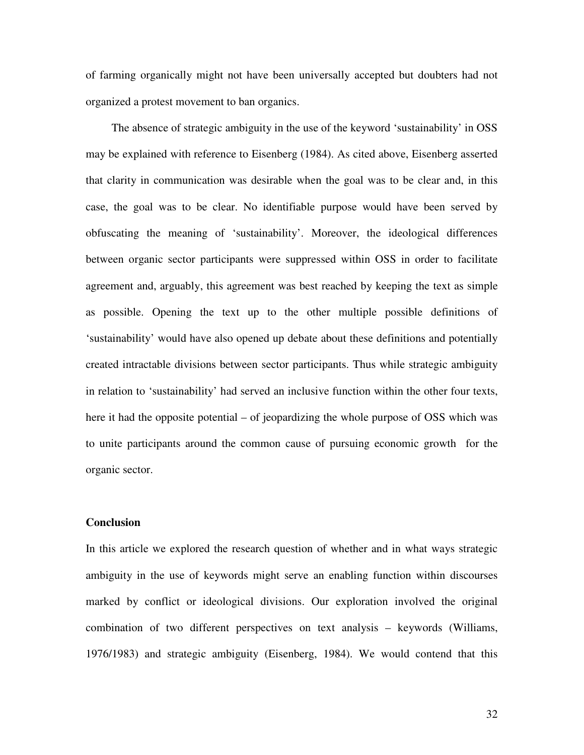of farming organically might not have been universally accepted but doubters had not organized a protest movement to ban organics.

The absence of strategic ambiguity in the use of the keyword 'sustainability' in OSS may be explained with reference to Eisenberg (1984). As cited above, Eisenberg asserted that clarity in communication was desirable when the goal was to be clear and, in this case, the goal was to be clear. No identifiable purpose would have been served by obfuscating the meaning of 'sustainability'. Moreover, the ideological differences between organic sector participants were suppressed within OSS in order to facilitate agreement and, arguably, this agreement was best reached by keeping the text as simple as possible. Opening the text up to the other multiple possible definitions of 'sustainability' would have also opened up debate about these definitions and potentially created intractable divisions between sector participants. Thus while strategic ambiguity in relation to 'sustainability' had served an inclusive function within the other four texts, here it had the opposite potential – of jeopardizing the whole purpose of OSS which was to unite participants around the common cause of pursuing economic growth for the organic sector.

## Conclusion

In this article we explored the research question of whether and in what ways strategic ambiguity in the use of keywords might serve an enabling function within discourses marked by conflict or ideological divisions. Our exploration involved the original combination of two different perspectives on text analysis – keywords (Williams, 1976/1983) and strategic ambiguity (Eisenberg, 1984). We would contend that this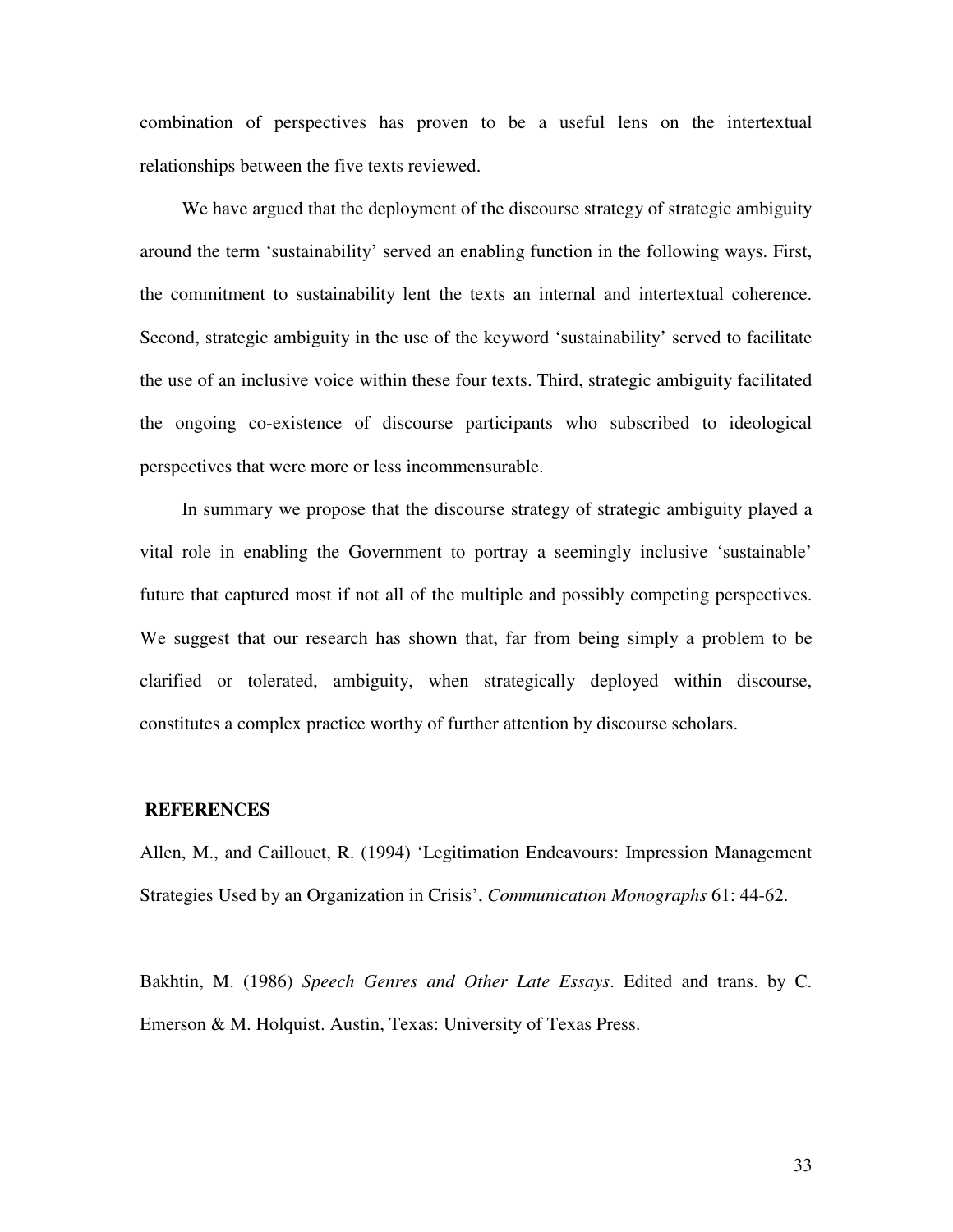combination of perspectives has proven to be a useful lens on the intertextual relationships between the five texts reviewed.

We have argued that the deployment of the discourse strategy of strategic ambiguity around the term 'sustainability' served an enabling function in the following ways. First, the commitment to sustainability lent the texts an internal and intertextual coherence. Second, strategic ambiguity in the use of the keyword 'sustainability' served to facilitate the use of an inclusive voice within these four texts. Third, strategic ambiguity facilitated the ongoing co-existence of discourse participants who subscribed to ideological perspectives that were more or less incommensurable.

In summary we propose that the discourse strategy of strategic ambiguity played a vital role in enabling the Government to portray a seemingly inclusive 'sustainable' future that captured most if not all of the multiple and possibly competing perspectives. We suggest that our research has shown that, far from being simply a problem to be clarified or tolerated, ambiguity, when strategically deployed within discourse, constitutes a complex practice worthy of further attention by discourse scholars.

## REFERENCES

Allen, M., and Caillouet, R. (1994) 'Legitimation Endeavours: Impression Management Strategies Used by an Organization in Crisis', *Communication Monographs* 61: 44-62.

Bakhtin, M. (1986) *Speech Genres and Other Late Essays*. Edited and trans. by C. Emerson & M. Holquist. Austin, Texas: University of Texas Press.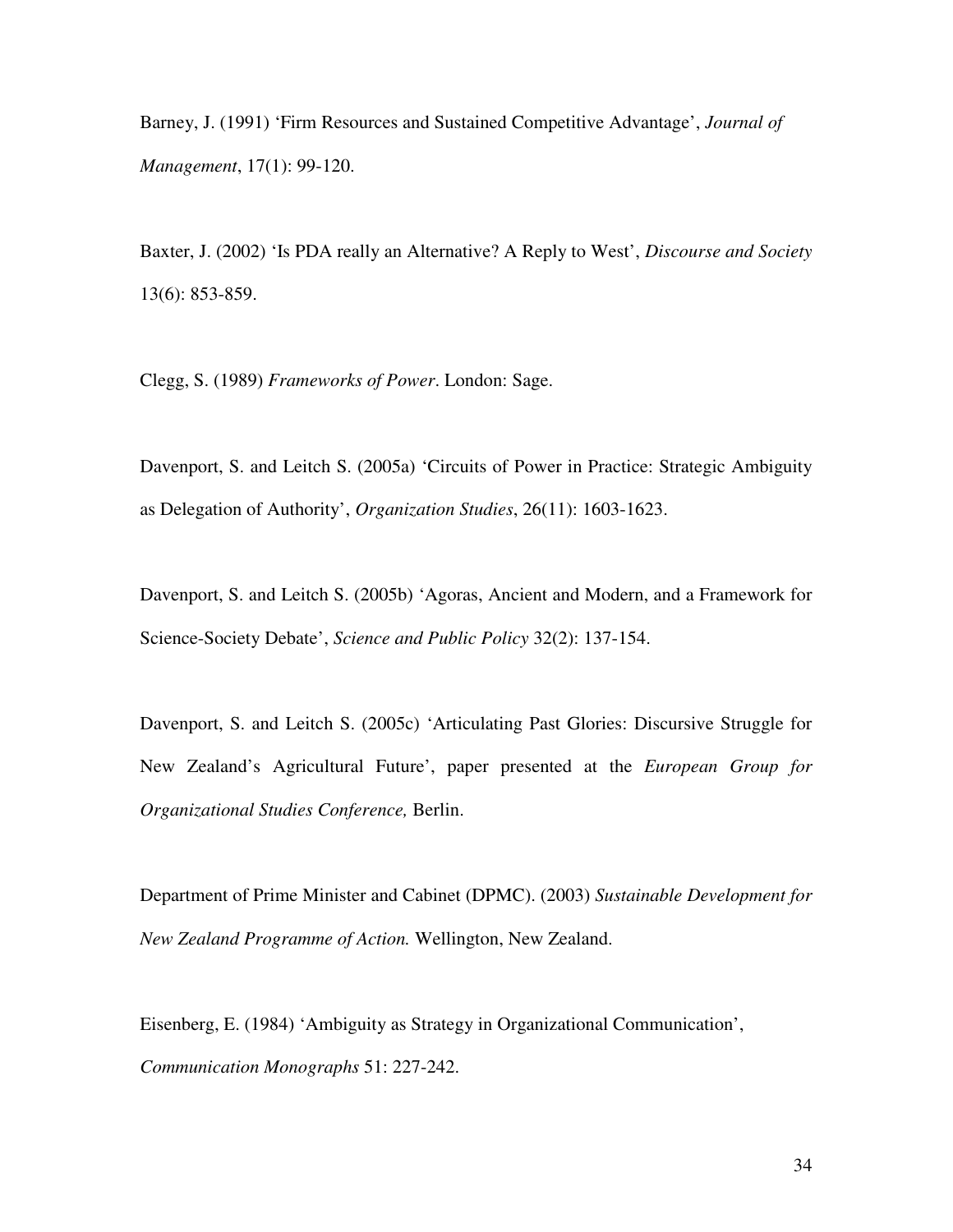Barney, J. (1991) 'Firm Resources and Sustained Competitive Advantage', *Journal of Management*, 17(1): 99-120.

Baxter, J. (2002) 'Is PDA really an Alternative? A Reply to West', *Discourse and Society* 13(6): 853-859.

Clegg, S. (1989) *Frameworks of Power*. London: Sage.

Davenport, S. and Leitch S. (2005a) 'Circuits of Power in Practice: Strategic Ambiguity as Delegation of Authority', *Organization Studies*, 26(11): 1603-1623.

Davenport, S. and Leitch S. (2005b) 'Agoras, Ancient and Modern, and a Framework for Science-Society Debate', *Science and Public Policy* 32(2): 137-154.

Davenport, S. and Leitch S. (2005c) 'Articulating Past Glories: Discursive Struggle for New Zealand's Agricultural Future', paper presented at the *European Group for Organizational Studies Conference,* Berlin.

Department of Prime Minister and Cabinet (DPMC). (2003) *Sustainable Development for New Zealand Programme of Action.* Wellington, New Zealand.

Eisenberg, E. (1984) 'Ambiguity as Strategy in Organizational Communication', *Communication Monographs* 51: 227-242.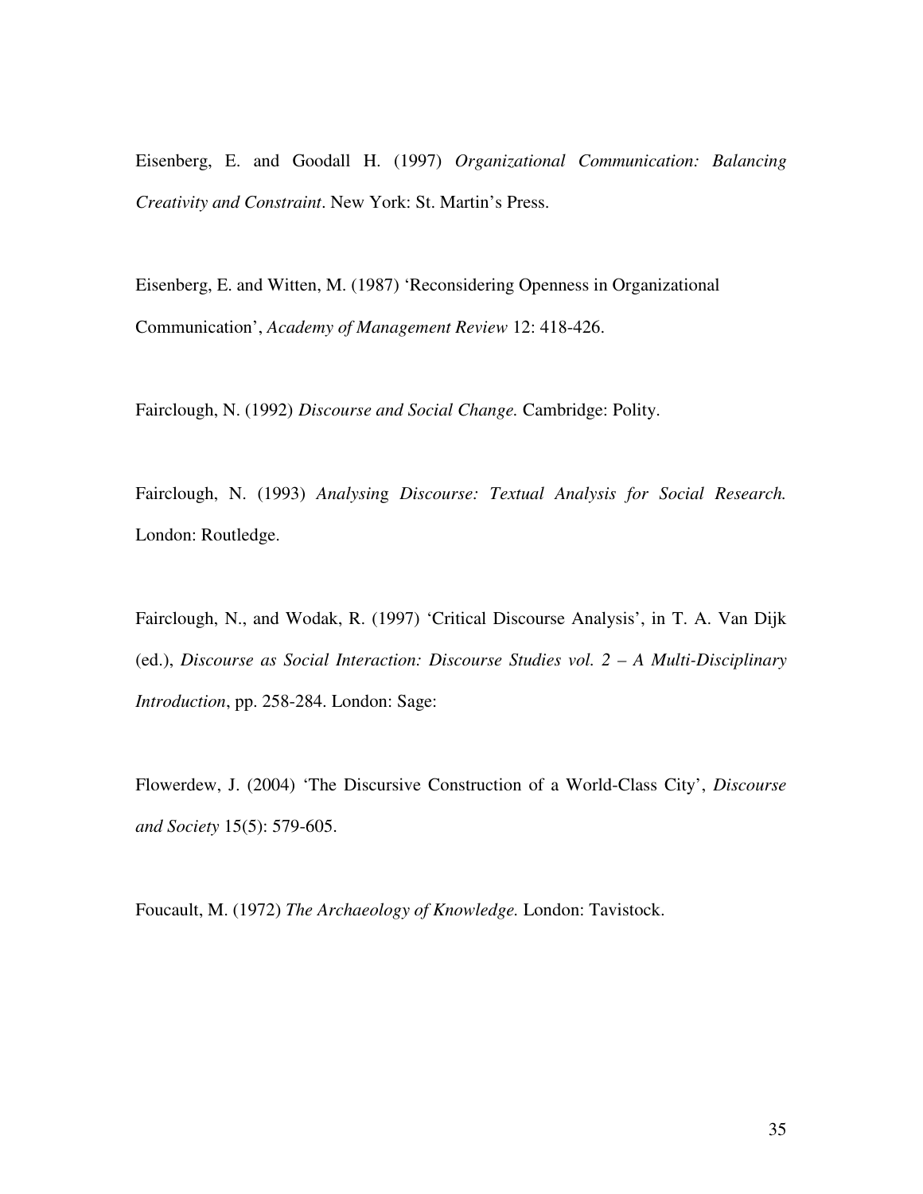Eisenberg, E. and Goodall H. (1997) *Organizational Communication: Balancing Creativity and Constraint*. New York: St. Martin's Press.

Eisenberg, E. and Witten, M. (1987) 'Reconsidering Openness in Organizational Communication', *Academy of Management Review* 12: 418-426.

Fairclough, N. (1992) *Discourse and Social Change.* Cambridge: Polity.

Fairclough, N. (1993) *Analysing Discourse: Textual Analysis for Social Research.* London: Routledge.

Fairclough, N., and Wodak, R. (1997) 'Critical Discourse Analysis', in T. A. Van Dijk (ed.), *Discourse as Social Interaction: Discourse Studies vol. 2 – A Multi-Disciplinary Introduction*, pp. 258-284. London: Sage:

Flowerdew, J. (2004) 'The Discursive Construction of a World-Class City', *Discourse and Society* 15(5): 579-605.

Foucault, M. (1972) *The Archaeology of Knowledge.* London: Tavistock.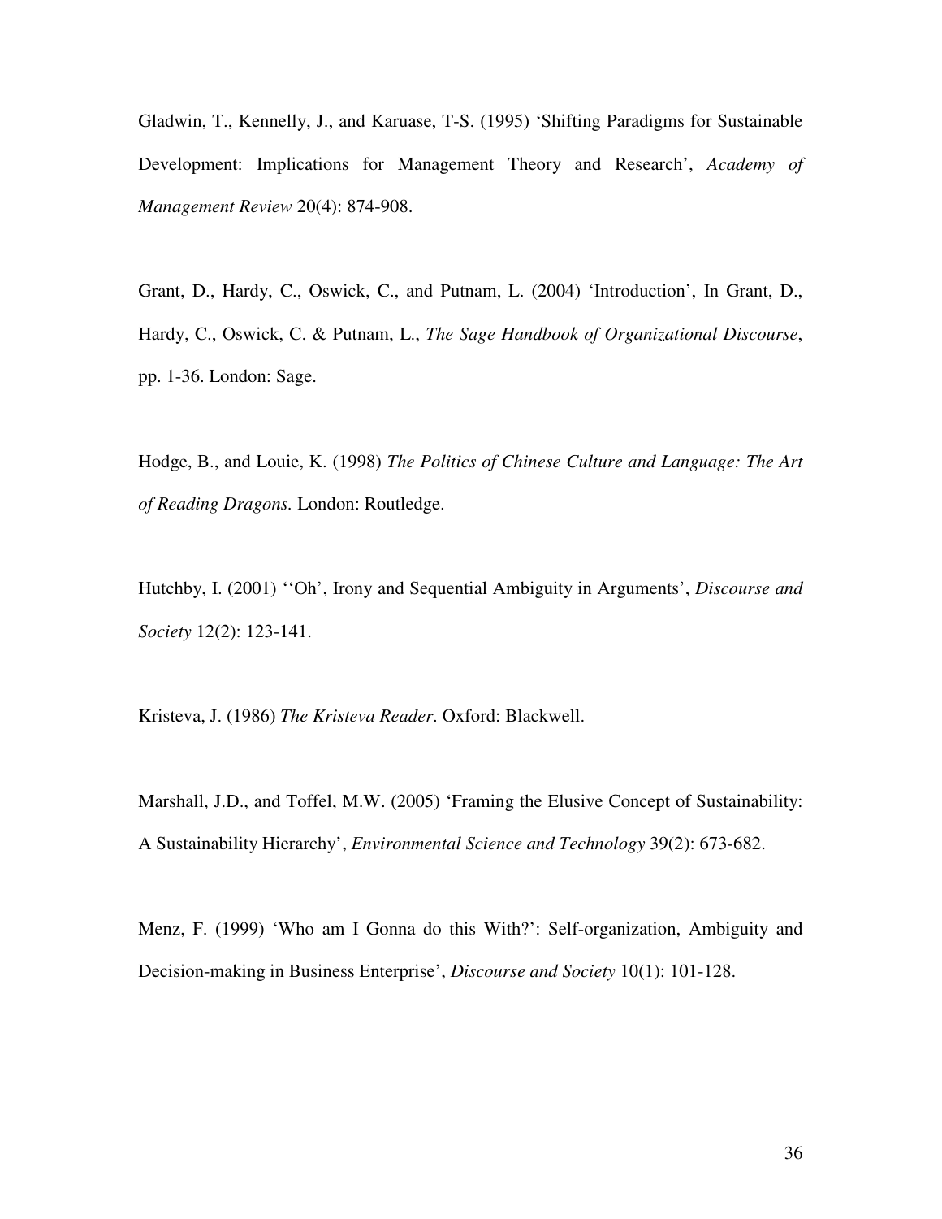Gladwin, T., Kennelly, J., and Karuase, T-S. (1995) 'Shifting Paradigms for Sustainable Development: Implications for Management Theory and Research', *Academy of Management Review* 20(4): 874-908.

Grant, D., Hardy, C., Oswick, C., and Putnam, L. (2004) 'Introduction', In Grant, D., Hardy, C., Oswick, C. & Putnam, L., *The Sage Handbook of Organizational Discourse*, pp. 1-36. London: Sage.

Hodge, B., and Louie, K. (1998) *The Politics of Chinese Culture and Language: The Art of Reading Dragons.* London: Routledge.

Hutchby, I. (2001) ''Oh', Irony and Sequential Ambiguity in Arguments', *Discourse and Society* 12(2): 123-141.

Kristeva, J. (1986) *The Kristeva Reader*. Oxford: Blackwell.

Marshall, J.D., and Toffel, M.W. (2005) 'Framing the Elusive Concept of Sustainability: A Sustainability Hierarchy', *Environmental Science and Technology* 39(2): 673-682.

Menz, F. (1999) 'Who am I Gonna do this With?': Self-organization, Ambiguity and Decision-making in Business Enterprise', *Discourse and Society* 10(1): 101-128.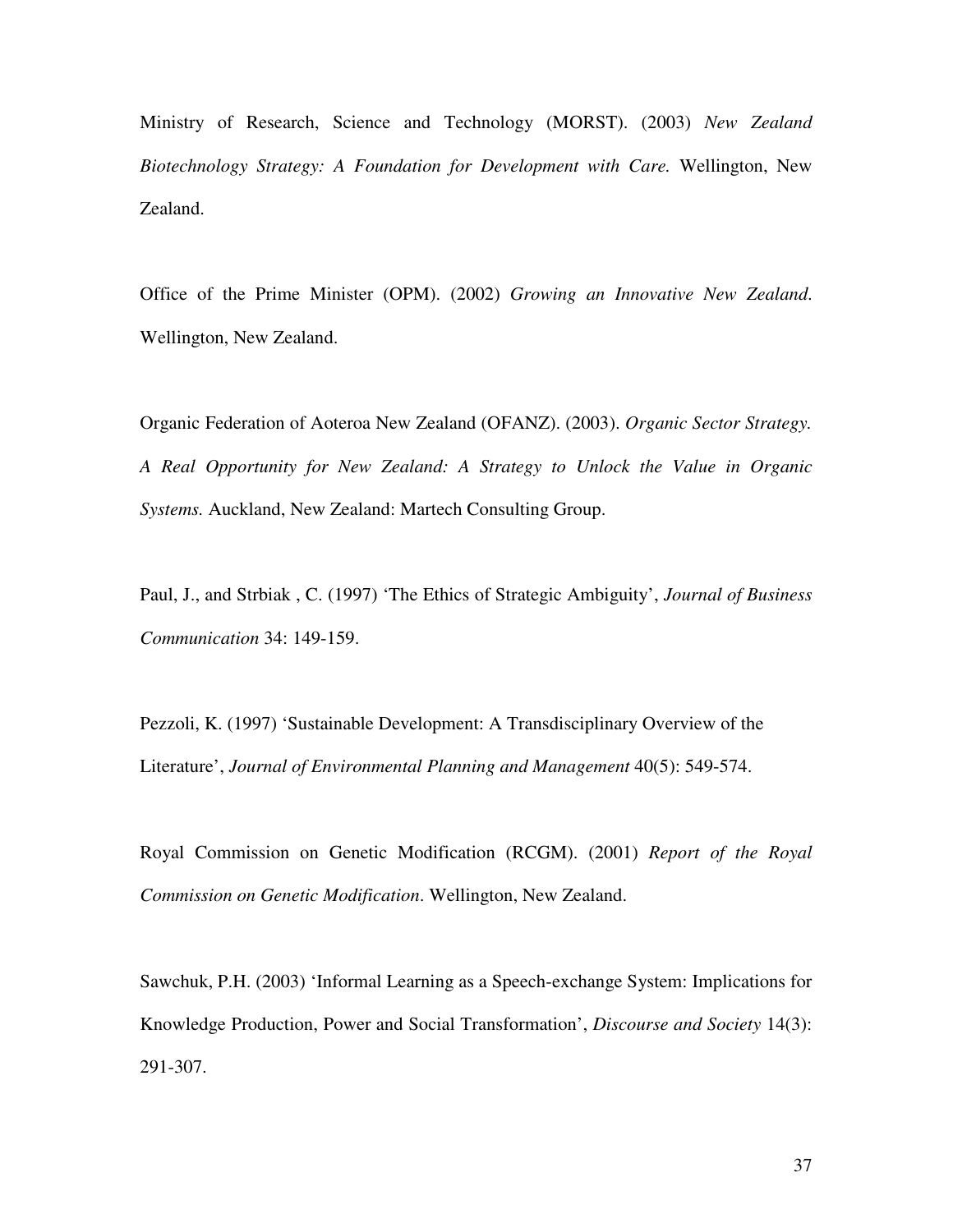Ministry of Research, Science and Technology (MORST). (2003) *New Zealand Biotechnology Strategy: A Foundation for Development with Care.* Wellington, New Zealand.

Office of the Prime Minister (OPM). (2002) *Growing an Innovative New Zealand.* Wellington, New Zealand.

Organic Federation of Aoteroa New Zealand (OFANZ). (2003). *Organic Sector Strategy. A Real Opportunity for New Zealand: A Strategy to Unlock the Value in Organic Systems.* Auckland, New Zealand: Martech Consulting Group.

Paul, J., and Strbiak , C. (1997) 'The Ethics of Strategic Ambiguity', *Journal of Business Communication* 34: 149-159.

Pezzoli, K. (1997) 'Sustainable Development: A Transdisciplinary Overview of the Literature', *Journal of Environmental Planning and Management* 40(5): 549-574.

Royal Commission on Genetic Modification (RCGM). (2001) *Report of the Royal Commission on Genetic Modification*. Wellington, New Zealand.

Sawchuk, P.H. (2003) 'Informal Learning as a Speech-exchange System: Implications for Knowledge Production, Power and Social Transformation', *Discourse and Society* 14(3): 291-307.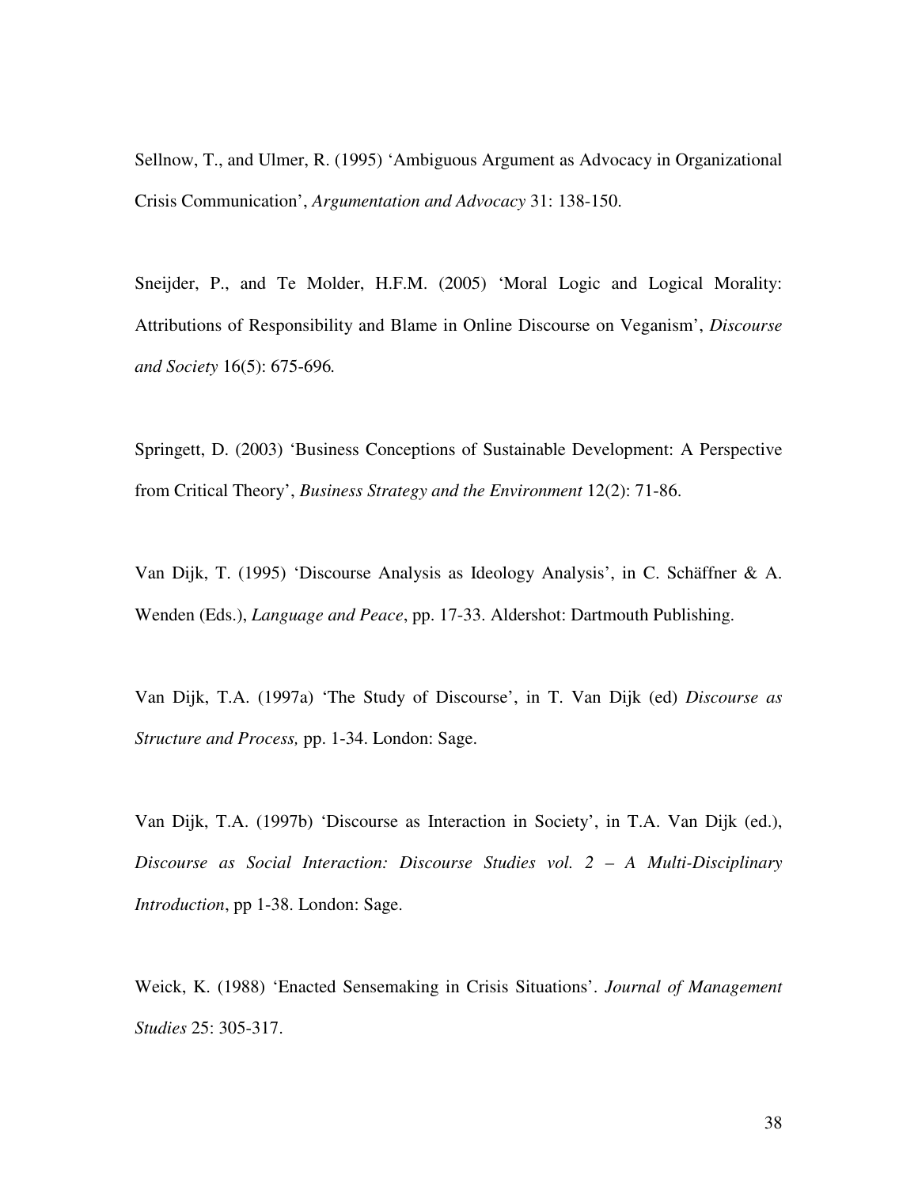Sellnow, T., and Ulmer, R. (1995) ‘Ambiguous Argument as Advocacy in Organizational Crisis Communication’, *Argumentation and Advocacy* 31: 138-150.

Sneijder, P., and Te Molder, H.F.M. (2005) ‘Moral Logic and Logical Morality: Attributions of Responsibility and Blame in Online Discourse on Veganism’, *Discourse and Society* 16(5): 675-696*.*

Springett, D. (2003) ‘Business Conceptions of Sustainable Development: A Perspective from Critical Theory’, *Business Strategy and the Environment* 12(2): 71-86.

Van Dijk, T. (1995) ‘Discourse Analysis as Ideology Analysis’, in C. Schäffner & A. Wenden (Eds.), *Language and Peace*, pp. 17-33. Aldershot: Dartmouth Publishing.

Van Dijk, T.A. (1997a) ‘The Study of Discourse’, in T. Van Dijk (ed) *Discourse as Structure and Process,* pp. 1-34. London: Sage.

Van Dijk, T.A. (1997b) ‘Discourse as Interaction in Society’, in T.A. Van Dijk (ed.), *Discourse as Social Interaction: Discourse Studies vol. 2 – A Multi-Disciplinary Introduction*, pp 1-38. London: Sage.

Weick, K. (1988) ‘Enacted Sensemaking in Crisis Situations’. *Journal of Management Studies* 25: 305-317.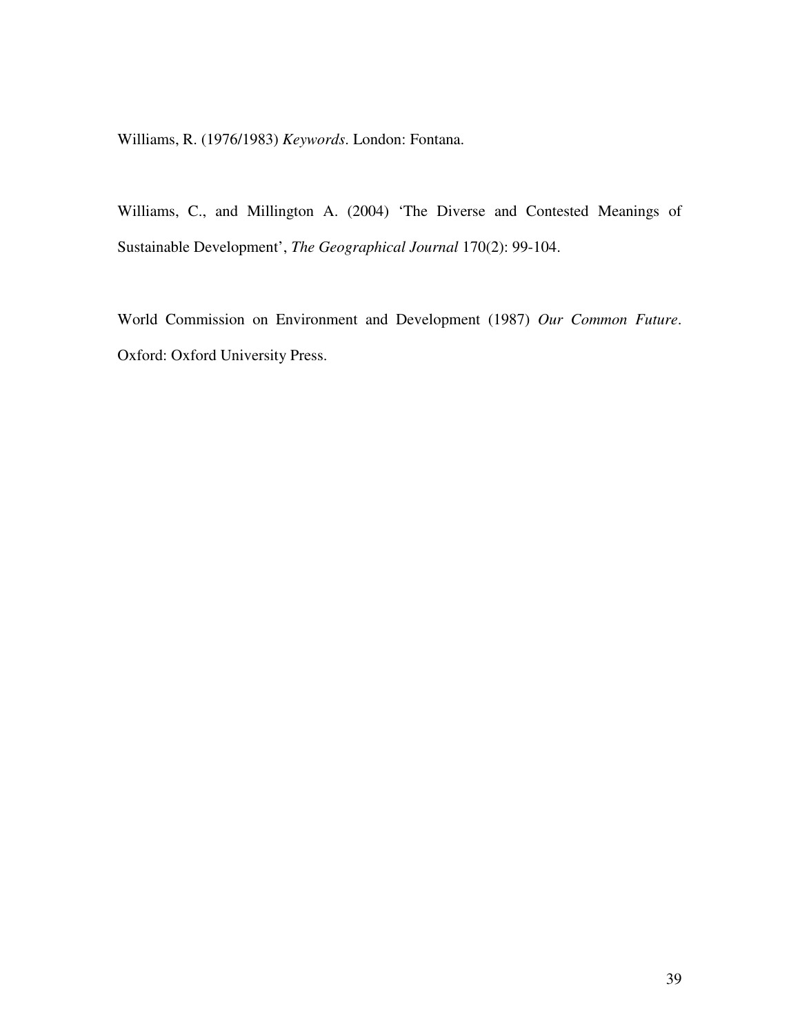Williams, R. (1976/1983) *Keywords*. London: Fontana.

Williams, C., and Millington A. (2004) 'The Diverse and Contested Meanings of Sustainable Development', *The Geographical Journal* 170(2): 99-104.

World Commission on Environment and Development (1987) *Our Common Future*. Oxford: Oxford University Press.